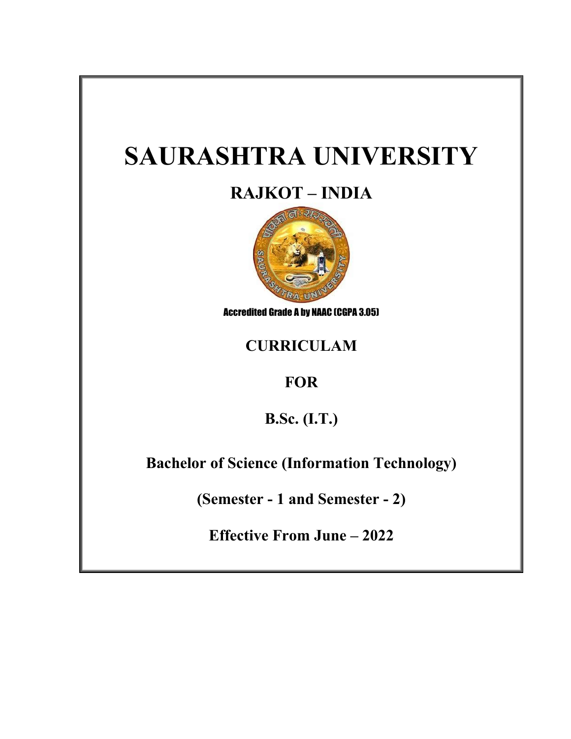# SAURASHTRA UNIVERSITY

## RAJKOT – INDIA

Accredited Grade A by NAAC (CGPA 3.05)

## CURRICULAM

## FOR

## B.Sc. (I.T.)

## Bachelor of Science (Information Technology)

**(Semester - 1 and Semester - 2)**

**Effective From June – 2022**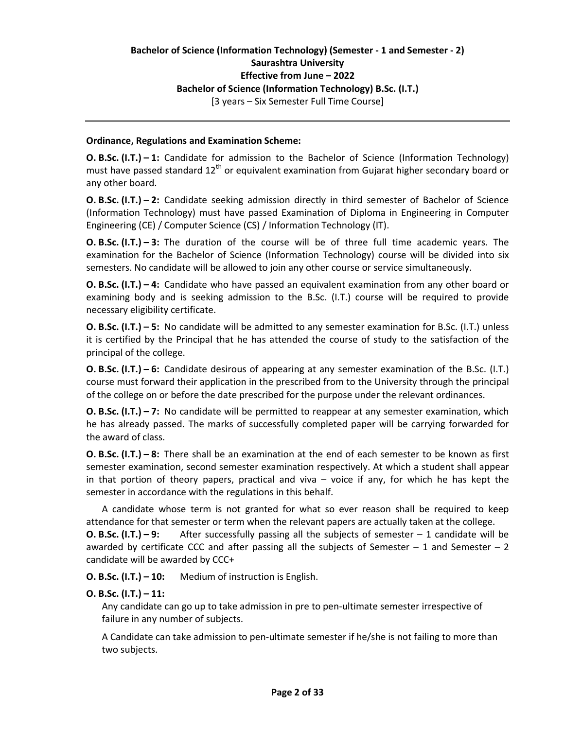**Bachelor of Science (Information Technology) (Semester - 1 and Semester - 2)**
**Saurashtra University**
**Effective from June – 2022**
**Bachelor of Science (Information Technology) B.Sc. (I.T.)**
[3 years – Six Semester Full Time Course]

---

**Ordinance, Regulations and Examination Scheme:**

**O. B.Sc. (I.T.) – 1:** Candidate for admission to the Bachelor of Science (Information Technology) must have passed standard 12th or equivalent examination from Gujarat higher secondary board or any other board.

**O. B.Sc. (I.T.) – 2:** Candidate seeking admission directly in third semester of Bachelor of Science (Information Technology) must have passed Examination of Diploma in Engineering in Computer Engineering (CE) / Computer Science (CS) / Information Technology (IT).

**O. B.Sc. (I.T.) – 3:** The duration of the course will be of three full time academic years. The examination for the Bachelor of Science (Information Technology) course will be divided into six semesters. No candidate will be allowed to join any other course or service simultaneously.

**O. B.Sc. (I.T.) – 4:** Candidate who have passed an equivalent examination from any other board or examining body and is seeking admission to the B.Sc. (I.T.) course will be required to provide necessary eligibility certificate.

**O. B.Sc. (I.T.) – 5:** No candidate will be admitted to any semester examination for B.Sc. (I.T.) unless it is certified by the Principal that he has attended the course of study to the satisfaction of the principal of the college.

**O. B.Sc. (I.T.) – 6:** Candidate desirous of appearing at any semester examination of the B.Sc. (I.T.) course must forward their application in the prescribed from to the University through the principal of the college on or before the date prescribed for the purpose under the relevant ordinances.

**O. B.Sc. (I.T.) – 7:** No candidate will be permitted to reappear at any semester examination, which he has already passed. The marks of successfully completed paper will be carrying forwarded for the award of class.

**O. B.Sc. (I.T.) – 8:** There shall be an examination at the end of each semester to be known as first semester examination, second semester examination respectively. At which a student shall appear in that portion of theory papers, practical and viva – voice if any, for which he has kept the semester in accordance with the regulations in this behalf.

A candidate whose term is not granted for what so ever reason shall be required to keep attendance for that semester or term when the relevant papers are actually taken at the college.

**O. B.Sc. (I.T.) – 9:** After successfully passing all the subjects of semester – 1 candidate will be awarded by certificate CCC and after passing all the subjects of Semester – 1 and Semester – 2 candidate will be awarded by CCC+

**O. B.Sc. (I.T.) – 10:** Medium of instruction is English.

**O. B.Sc. (I.T.) – 11:**

Any candidate can go up to take admission in pre to pen-ultimate semester irrespective of failure in any number of subjects.

A Candidate can take admission to pen-ultimate semester if he/she is not failing to more than two subjects.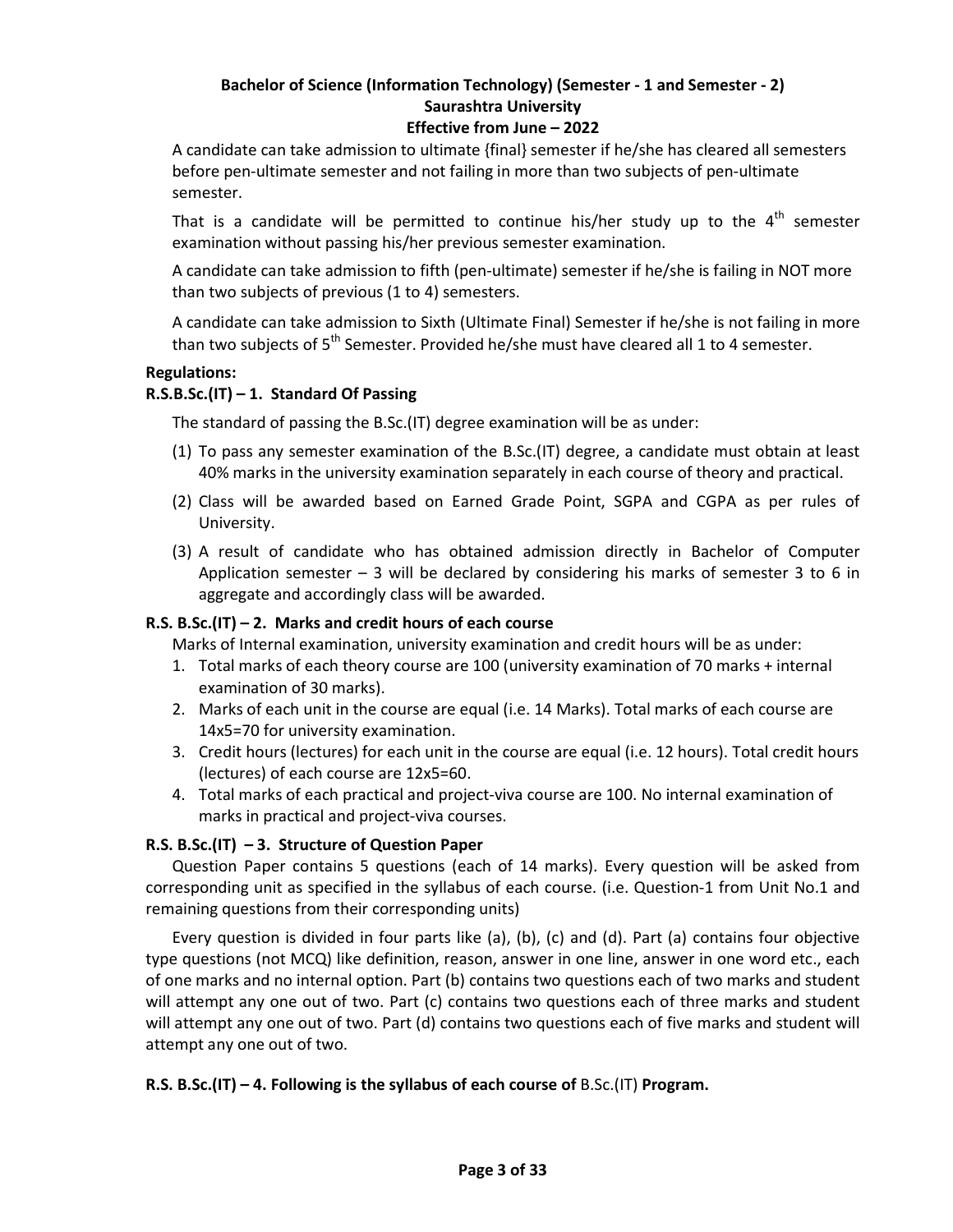A candidate can take admission to ultimate {final} semester if he/she has cleared all semesters before pen-ultimate semester and not failing in more than two subjects of pen-ultimate semester.

That is a candidate will be permitted to continue his/her study up to the 4th semester examination without passing his/her previous semester examination.

A candidate can take admission to fifth (pen-ultimate) semester if he/she is failing in NOT more than two subjects of previous (1 to 4) semesters.

A candidate can take admission to Sixth (Ultimate Final) Semester if he/she is not failing in more than two subjects of 5th Semester. Provided he/she must have cleared all 1 to 4 semester.

**Regulations:**

**R.S.B.Sc.(IT) – 1. Standard Of Passing**

The standard of passing the B.Sc.(IT) degree examination will be as under:

(1) To pass any semester examination of the B.Sc.(IT) degree, a candidate must obtain at least 40% marks in the university examination separately in each course of theory and practical.

(2) Class will be awarded based on Earned Grade Point, SGPA and CGPA as per rules of University.

(3) A result of candidate who has obtained admission directly in Bachelor of Computer Application semester – 3 will be declared by considering his marks of semester 3 to 6 in aggregate and accordingly class will be awarded.

**R.S. B.Sc.(IT) – 2. Marks and credit hours of each course**

Marks of Internal examination, university examination and credit hours will be as under:

1. Total marks of each theory course are 100 (university examination of 70 marks + internal examination of 30 marks).
2. Marks of each unit in the course are equal (i.e. 14 Marks). Total marks of each course are 14x5=70 for university examination.
3. Credit hours (lectures) for each unit in the course are equal (i.e. 12 hours). Total credit hours (lectures) of each course are 12x5=60.
4. Total marks of each practical and project-viva course are 100. No internal examination of marks in practical and project-viva courses.

**R.S. B.Sc.(IT) – 3. Structure of Question Paper**

Question Paper contains 5 questions (each of 14 marks). Every question will be asked from corresponding unit as specified in the syllabus of each course. (i.e. Question-1 from Unit No.1 and remaining questions from their corresponding units)

Every question is divided in four parts like (a), (b), (c) and (d). Part (a) contains four objective type questions (not MCQ) like definition, reason, answer in one line, answer in one word etc., each of one marks and no internal option. Part (b) contains two questions each of two marks and student will attempt any one out of two. Part (c) contains two questions each of three marks and student will attempt any one out of two. Part (d) contains two questions each of five marks and student will attempt any one out of two.

**R.S. B.Sc.(IT) – 4. Following is the syllabus of each course of** B.Sc.(IT) **Program.**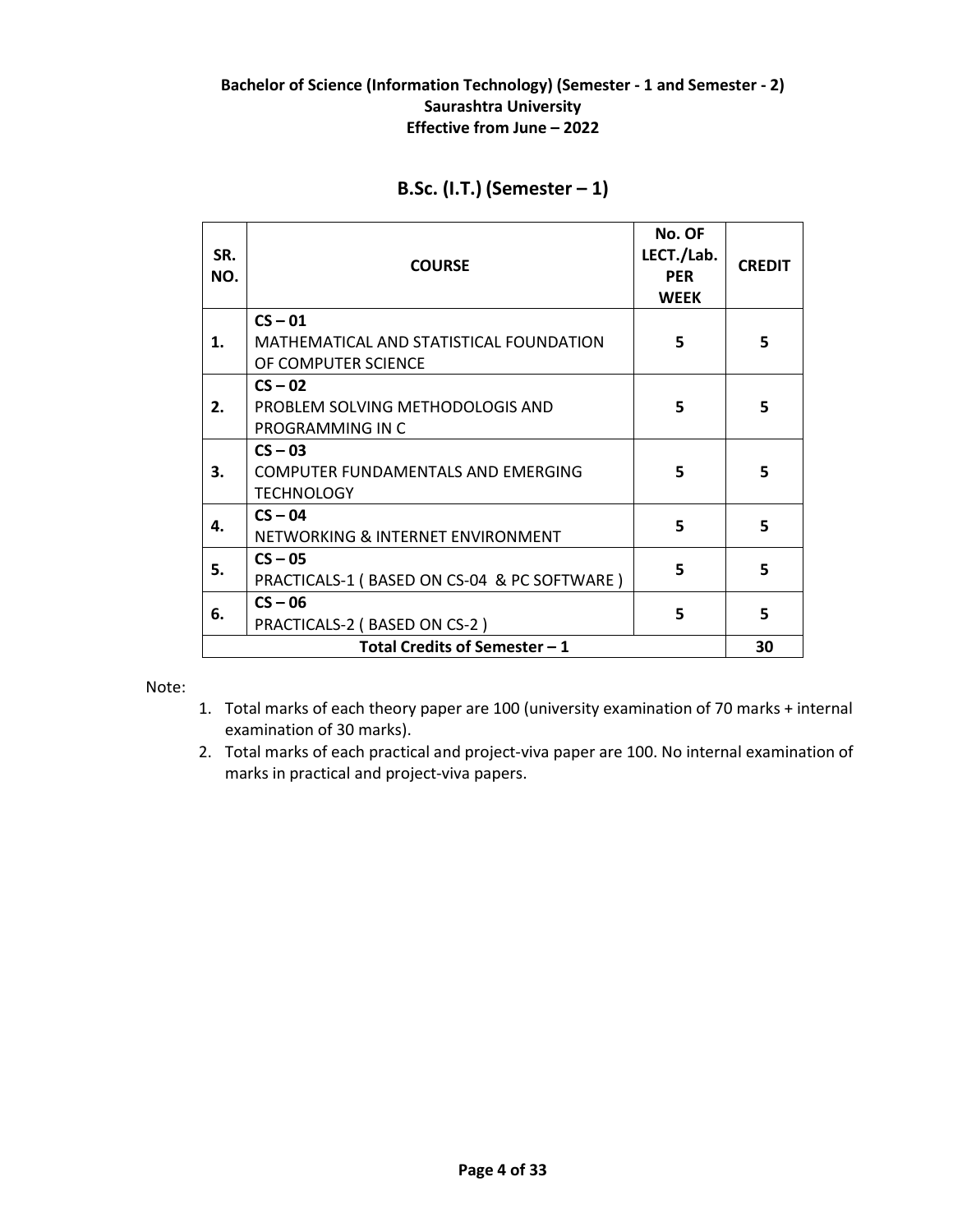**Bachelor of Science (Information Technology) (Semester - 1 and Semester - 2)**
**Saurashtra University**
**Effective from June – 2022**

## B.Sc. (I.T.) (Semester – 1)

| SR. NO. | COURSE | No. OF LECT./Lab. PER WEEK | CREDIT |
|---|---|---|---|
| 1. | **CS – 01** MATHEMATICAL AND STATISTICAL FOUNDATION OF COMPUTER SCIENCE | 5 | 5 |
| 2. | **CS – 02** PROBLEM SOLVING METHODOLOGIS AND PROGRAMMING IN C | 5 | 5 |
| 3. | **CS – 03** COMPUTER FUNDAMENTALS AND EMERGING TECHNOLOGY | 5 | 5 |
| 4. | **CS – 04** NETWORKING & INTERNET ENVIRONMENT | 5 | 5 |
| 5. | **CS – 05** PRACTICALS-1 ( BASED ON CS-04 & PC SOFTWARE ) | 5 | 5 |
| 6. | **CS – 06** PRACTICALS-2 ( BASED ON CS-2 ) | 5 | 5 |
| **Total Credits of Semester – 1** | | | **30** |

Note:

1. Total marks of each theory paper are 100 (university examination of 70 marks + internal examination of 30 marks).
2. Total marks of each practical and project-viva paper are 100. No internal examination of marks in practical and project-viva papers.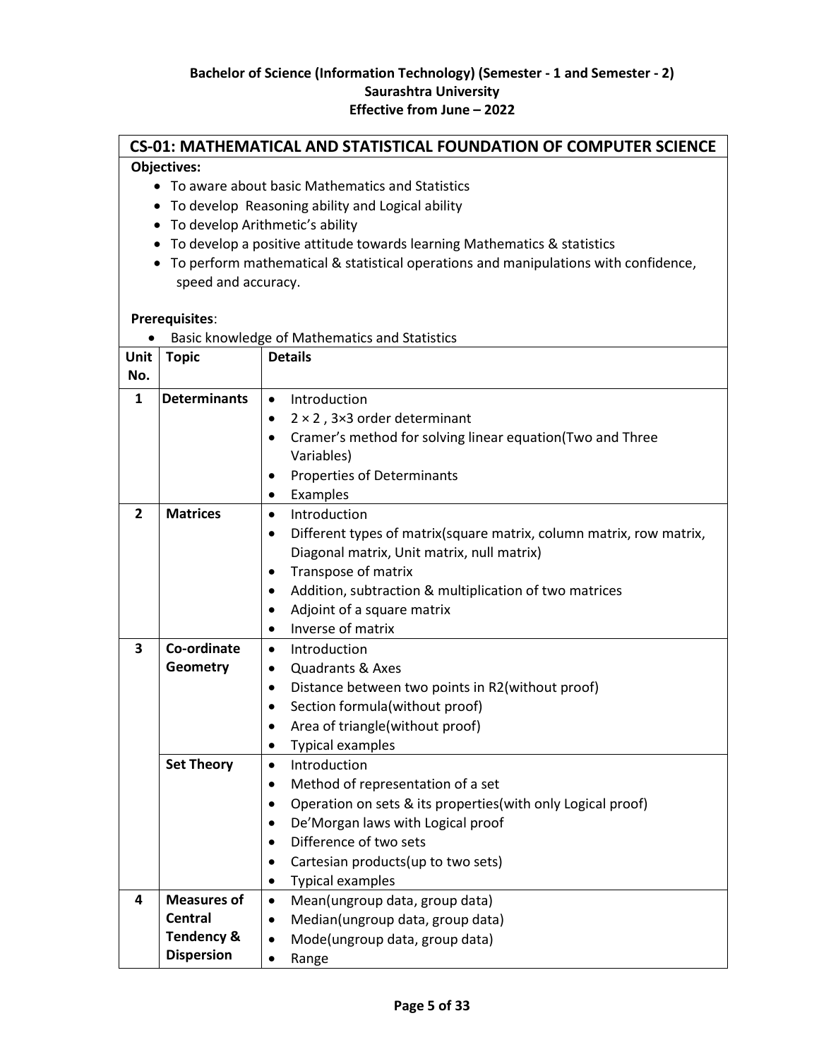**Bachelor of Science (Information Technology) (Semester - 1 and Semester - 2)**
**Saurashtra University**
**Effective from June – 2022**

## CS-01: MATHEMATICAL AND STATISTICAL FOUNDATION OF COMPUTER SCIENCE

**Objectives:**

- To aware about basic Mathematics and Statistics
- To develop Reasoning ability and Logical ability
- To develop Arithmetic's ability
- To develop a positive attitude towards learning Mathematics & statistics
- To perform mathematical & statistical operations and manipulations with confidence, speed and accuracy.

**Prerequisites**:

- Basic knowledge of Mathematics and Statistics

| Unit No. | Topic | Details |
|---|---|---|
| **1** | **Determinants** | • Introduction<br>• $2 \times 2$ , $3\times3$ order determinant<br>• Cramer's method for solving linear equation(Two and Three Variables)<br>• Properties of Determinants<br>• Examples |
| **2** | **Matrices** | • Introduction<br>• Different types of matrix(square matrix, column matrix, row matrix, Diagonal matrix, Unit matrix, null matrix)<br>• Transpose of matrix<br>• Addition, subtraction & multiplication of two matrices<br>• Adjoint of a square matrix<br>• Inverse of matrix |
| **3** | **Co-ordinate Geometry** | • Introduction<br>• Quadrants & Axes<br>• Distance between two points in R2(without proof)<br>• Section formula(without proof)<br>• Area of triangle(without proof)<br>• Typical examples |
| | **Set Theory** | • Introduction<br>• Method of representation of a set<br>• Operation on sets & its properties(with only Logical proof)<br>• De'Morgan laws with Logical proof<br>• Difference of two sets<br>• Cartesian products(up to two sets)<br>• Typical examples |
| **4** | **Measures of Central Tendency & Dispersion** | • Mean(ungroup data, group data)<br>• Median(ungroup data, group data)<br>• Mode(ungroup data, group data)<br>• Range |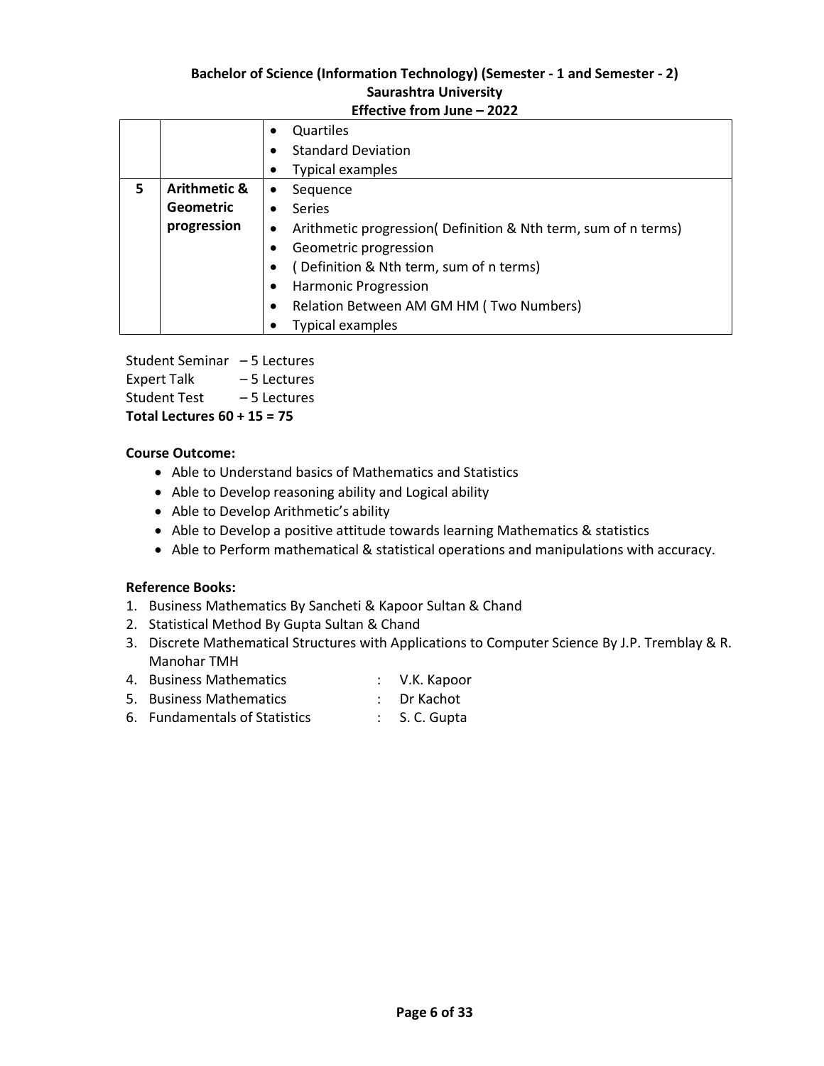|   |   |   |
|---|---|---|
|   |   | • Quartiles<br>• Standard Deviation<br>• Typical examples |
| 5 | **Arithmetic & Geometric progression** | • Sequence<br>• Series<br>• Arithmetic progression( Definition & Nth term, sum of n terms)<br>• Geometric progression<br>• ( Definition & Nth term, sum of n terms)<br>• Harmonic Progression<br>• Relation Between AM GM HM ( Two Numbers)<br>• Typical examples |

Student Seminar – 5 Lectures
Expert Talk – 5 Lectures
Student Test – 5 Lectures
**Total Lectures 60 + 15 = 75**

**Course Outcome:**

- Able to Understand basics of Mathematics and Statistics
- Able to Develop reasoning ability and Logical ability
- Able to Develop Arithmetic's ability
- Able to Develop a positive attitude towards learning Mathematics & statistics
- Able to Perform mathematical & statistical operations and manipulations with accuracy.

**Reference Books:**

1. Business Mathematics By Sancheti & Kapoor Sultan & Chand
2. Statistical Method By Gupta Sultan & Chand
3. Discrete Mathematical Structures with Applications to Computer Science By J.P. Tremblay & R. Manohar TMH
4. Business Mathematics : V.K. Kapoor
5. Business Mathematics : Dr Kachot
6. Fundamentals of Statistics : S. C. Gupta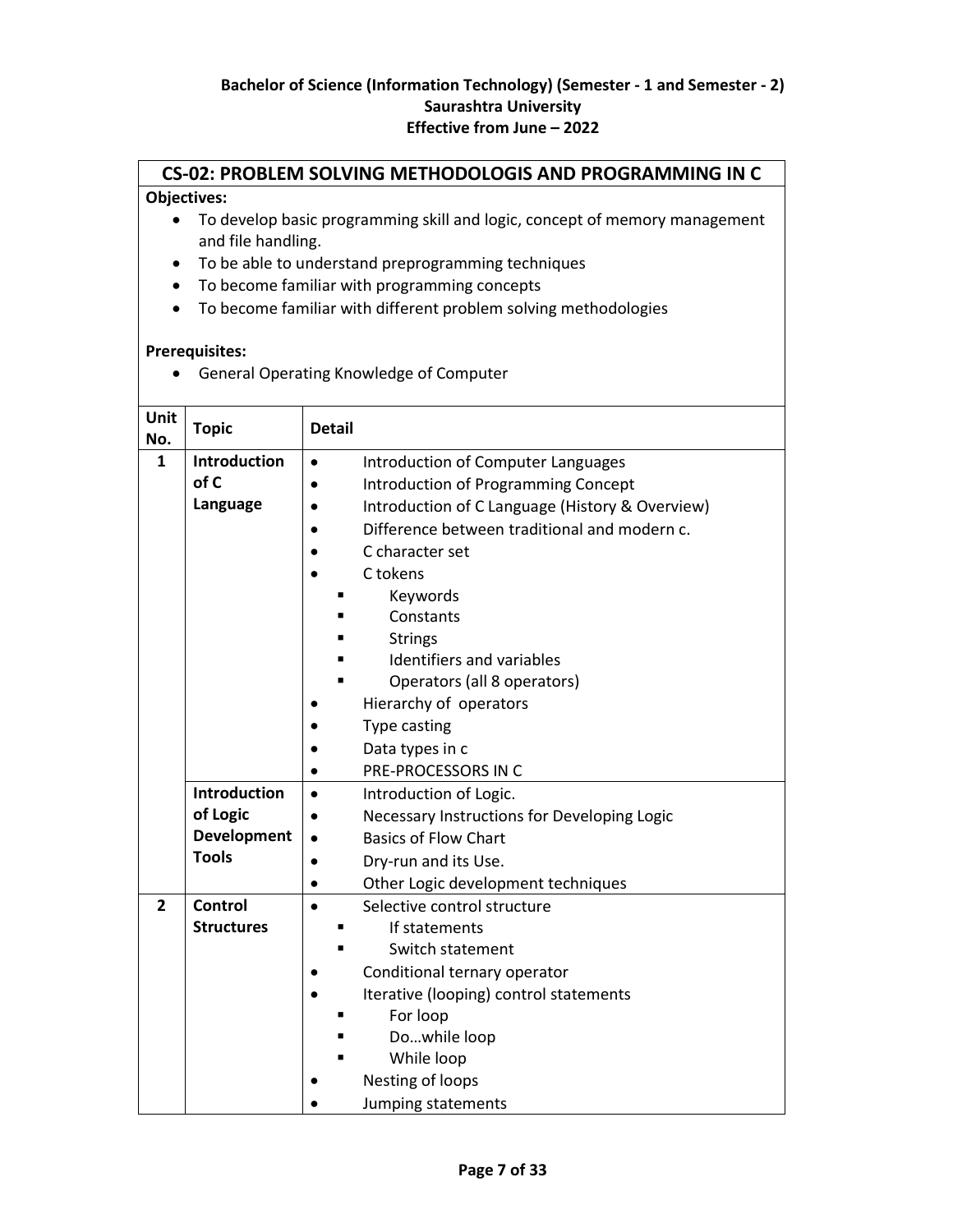**Bachelor of Science (Information Technology) (Semester - 1 and Semester - 2)**
**Saurashtra University**
**Effective from June – 2022**

## CS-02: PROBLEM SOLVING METHODOLOGIS AND PROGRAMMING IN C

**Objectives:**

- To develop basic programming skill and logic, concept of memory management and file handling.
- To be able to understand preprogramming techniques
- To become familiar with programming concepts
- To become familiar with different problem solving methodologies

**Prerequisites:**

- General Operating Knowledge of Computer

| Unit No. | Topic | Detail |
|---|---|---|
| 1 | **Introduction of C Language** | • Introduction of Computer Languages<br>• Introduction of Programming Concept<br>• Introduction of C Language (History & Overview)<br>• Difference between traditional and modern c.<br>• C character set<br>• C tokens<br>&nbsp;&nbsp;▪ Keywords<br>&nbsp;&nbsp;▪ Constants<br>&nbsp;&nbsp;▪ Strings<br>&nbsp;&nbsp;▪ Identifiers and variables<br>&nbsp;&nbsp;▪ Operators (all 8 operators)<br>• Hierarchy of operators<br>• Type casting<br>• Data types in c<br>• PRE-PROCESSORS IN C |
| | **Introduction of Logic Development Tools** | • Introduction of Logic.<br>• Necessary Instructions for Developing Logic<br>• Basics of Flow Chart<br>• Dry-run and its Use.<br>• Other Logic development techniques |
| 2 | **Control Structures** | • Selective control structure<br>&nbsp;&nbsp;▪ If statements<br>&nbsp;&nbsp;▪ Switch statement<br>• Conditional ternary operator<br>• Iterative (looping) control statements<br>&nbsp;&nbsp;▪ For loop<br>&nbsp;&nbsp;▪ Do…while loop<br>&nbsp;&nbsp;▪ While loop<br>• Nesting of loops<br>• Jumping statements |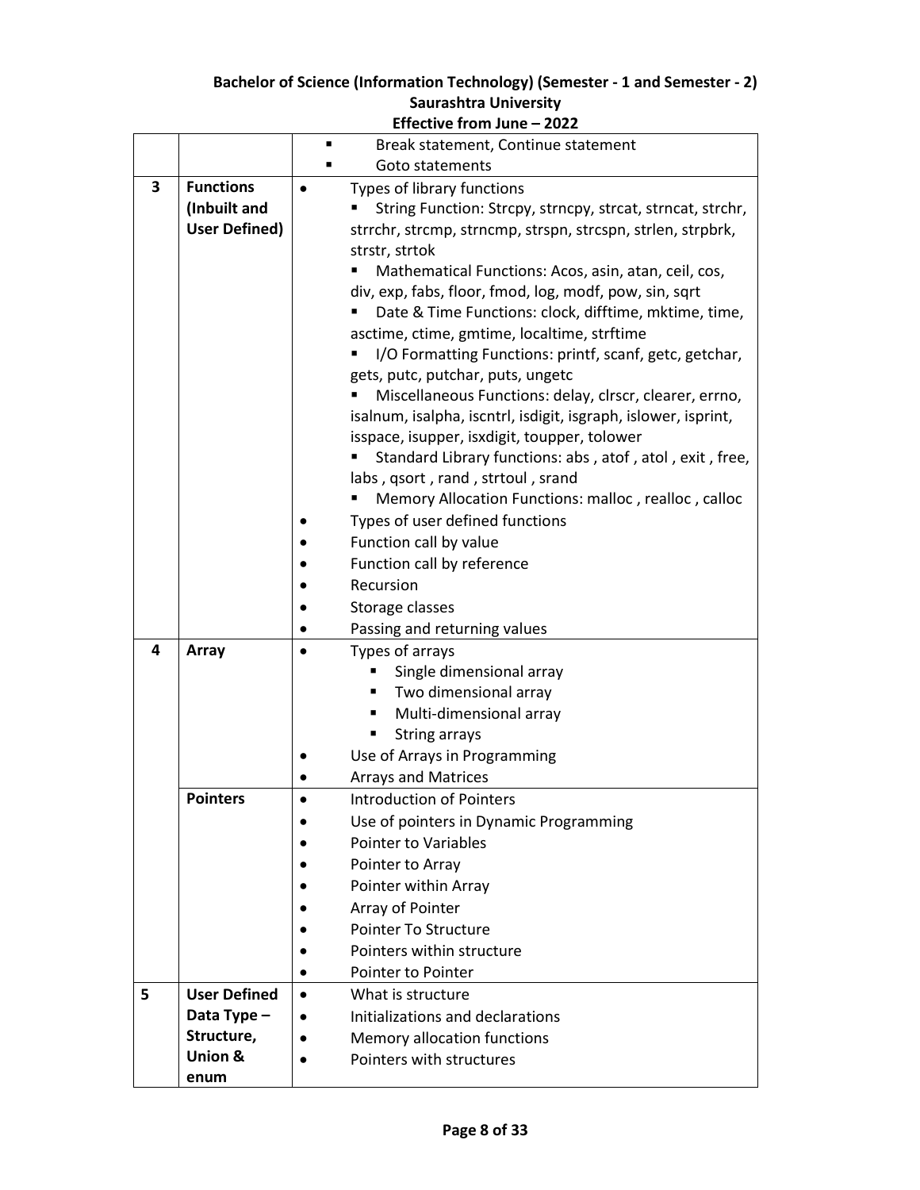| | | |
|---|---|---|
| | | ▪ Break statement, Continue statement<br>▪ Goto statements |
| **3** | **Functions (Inbuilt and User Defined)** | • Types of library functions<br>▪ String Function: Strcpy, strncpy, strcat, strncat, strchr, strrchr, strcmp, strncmp, strspn, strcspn, strlen, strpbrk, strstr, strtok<br>▪ Mathematical Functions: Acos, asin, atan, ceil, cos, div, exp, fabs, floor, fmod, log, modf, pow, sin, sqrt<br>▪ Date & Time Functions: clock, difftime, mktime, time, asctime, ctime, gmtime, localtime, strftime<br>▪ I/O Formatting Functions: printf, scanf, getc, getchar, gets, putc, putchar, puts, ungetc<br>▪ Miscellaneous Functions: delay, clrscr, clearer, errno, isalnum, isalpha, iscntrl, isdigit, isgraph, islower, isprint, isspace, isupper, isxdigit, toupper, tolower<br>▪ Standard Library functions: abs , atof , atol , exit , free, labs , qsort , rand , strtoul , srand<br>▪ Memory Allocation Functions: malloc , realloc , calloc<br>• Types of user defined functions<br>• Function call by value<br>• Function call by reference<br>• Recursion<br>• Storage classes<br>• Passing and returning values |
| **4** | **Array** | • Types of arrays<br>▪ Single dimensional array<br>▪ Two dimensional array<br>▪ Multi-dimensional array<br>▪ String arrays<br>• Use of Arrays in Programming<br>• Arrays and Matrices |
| | **Pointers** | • Introduction of Pointers<br>• Use of pointers in Dynamic Programming<br>• Pointer to Variables<br>• Pointer to Array<br>• Pointer within Array<br>• Array of Pointer<br>• Pointer To Structure<br>• Pointers within structure<br>• Pointer to Pointer |
| **5** | **User Defined Data Type – Structure, Union & enum** | • What is structure<br>• Initializations and declarations<br>• Memory allocation functions<br>• Pointers with structures |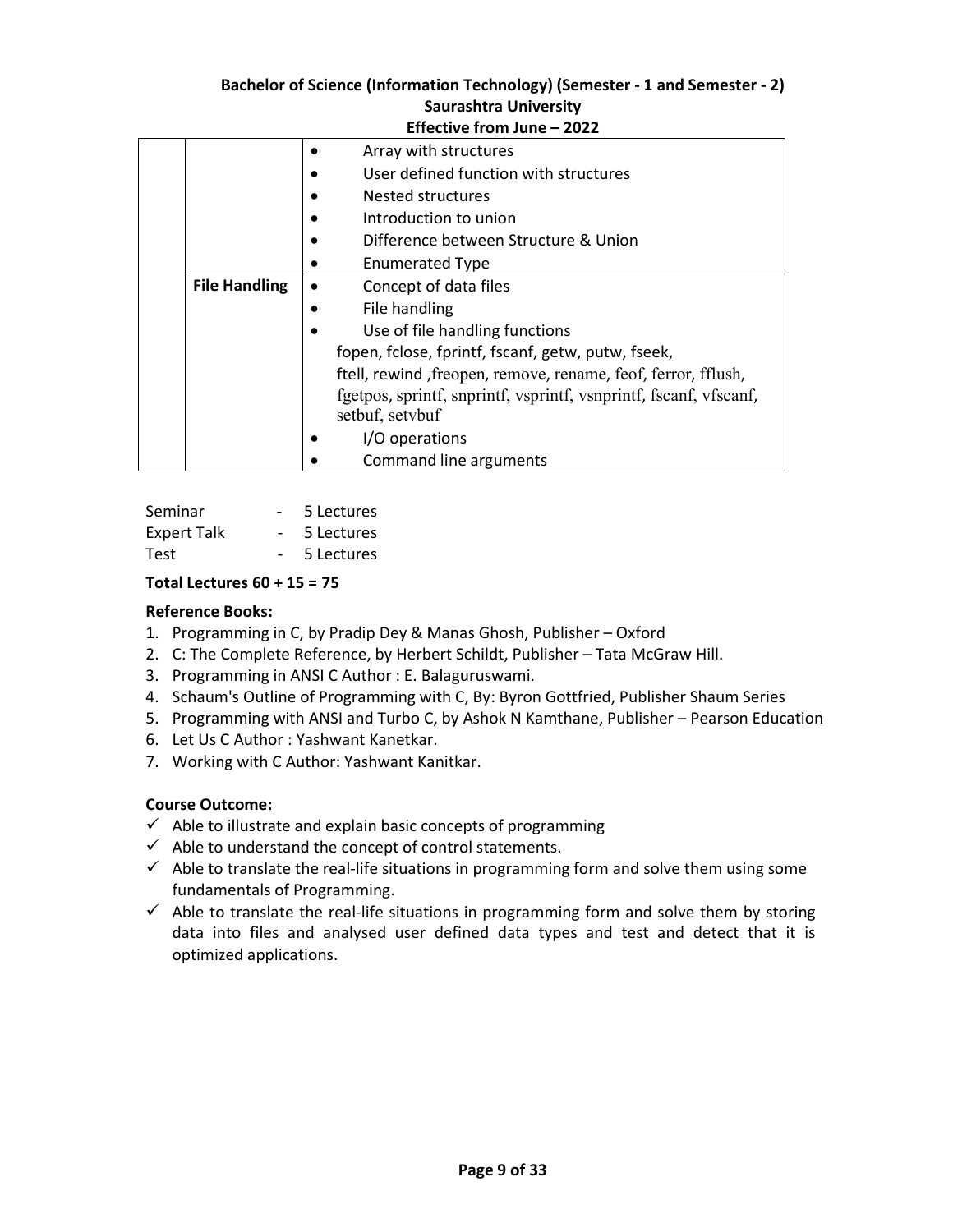| | | |
|---|---|---|
| | | • Array with structures<br>• User defined function with structures<br>• Nested structures<br>• Introduction to union<br>• Difference between Structure & Union<br>• Enumerated Type |
| | **File Handling** | • Concept of data files<br>• File handling<br>• Use of file handling functions<br>fopen, fclose, fprintf, fscanf, getw, putw, fseek, ftell, rewind ,freopen, remove, rename, feof, ferror, fflush, fgetpos, sprintf, snprintf, vsprintf, vsnprintf, fscanf, vfscanf, setbuf, setvbuf<br>• I/O operations<br>• Command line arguments |

Seminar - 5 Lectures
Expert Talk - 5 Lectures
Test - 5 Lectures

**Total Lectures 60 + 15 = 75**

**Reference Books:**

1. Programming in C, by Pradip Dey & Manas Ghosh, Publisher – Oxford
2. C: The Complete Reference, by Herbert Schildt, Publisher – Tata McGraw Hill.
3. Programming in ANSI C Author : E. Balaguruswami.
4. Schaum's Outline of Programming with C, By: Byron Gottfried, Publisher Shaum Series
5. Programming with ANSI and Turbo C, by Ashok N Kamthane, Publisher – Pearson Education
6. Let Us C Author : Yashwant Kanetkar.
7. Working with C Author: Yashwant Kanitkar.

**Course Outcome:**

- ✓ Able to illustrate and explain basic concepts of programming
- ✓ Able to understand the concept of control statements.
- ✓ Able to translate the real-life situations in programming form and solve them using some fundamentals of Programming.
- ✓ Able to translate the real-life situations in programming form and solve them by storing data into files and analysed user defined data types and test and detect that it is optimized applications.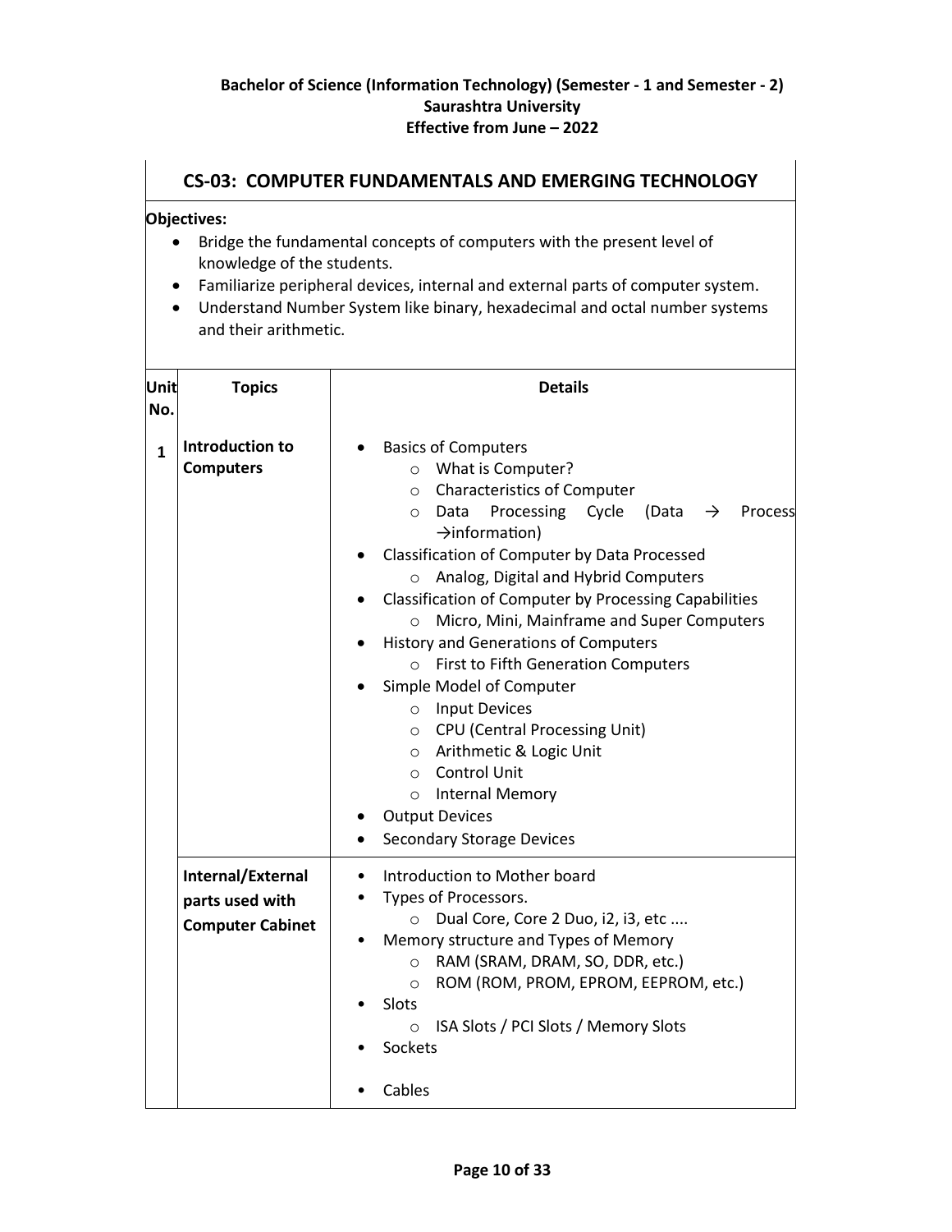**Bachelor of Science (Information Technology) (Semester - 1 and Semester - 2)**
**Saurashtra University**
**Effective from June – 2022**

## CS-03: COMPUTER FUNDAMENTALS AND EMERGING TECHNOLOGY

**Objectives:**

- Bridge the fundamental concepts of computers with the present level of knowledge of the students.
- Familiarize peripheral devices, internal and external parts of computer system.
- Understand Number System like binary, hexadecimal and octal number systems and their arithmetic.

| Unit No. | Topics | Details |
|---|---|---|
| 1 | **Introduction to Computers** | • Basics of Computers<br>  ○ What is Computer?<br>  ○ Characteristics of Computer<br>  ○ Data Processing Cycle (Data → Process →information)<br>• Classification of Computer by Data Processed<br>  ○ Analog, Digital and Hybrid Computers<br>• Classification of Computer by Processing Capabilities<br>  ○ Micro, Mini, Mainframe and Super Computers<br>• History and Generations of Computers<br>  ○ First to Fifth Generation Computers<br>• Simple Model of Computer<br>  ○ Input Devices<br>  ○ CPU (Central Processing Unit)<br>  ○ Arithmetic & Logic Unit<br>  ○ Control Unit<br>  ○ Internal Memory<br>• Output Devices<br>• Secondary Storage Devices |
| | **Internal/External parts used with Computer Cabinet** | • Introduction to Mother board<br>• Types of Processors.<br>  ○ Dual Core, Core 2 Duo, i2, i3, etc ....<br>• Memory structure and Types of Memory<br>  ○ RAM (SRAM, DRAM, SO, DDR, etc.)<br>  ○ ROM (ROM, PROM, EPROM, EEPROM, etc.)<br>• Slots<br>  ○ ISA Slots / PCI Slots / Memory Slots<br>• Sockets<br>• Cables |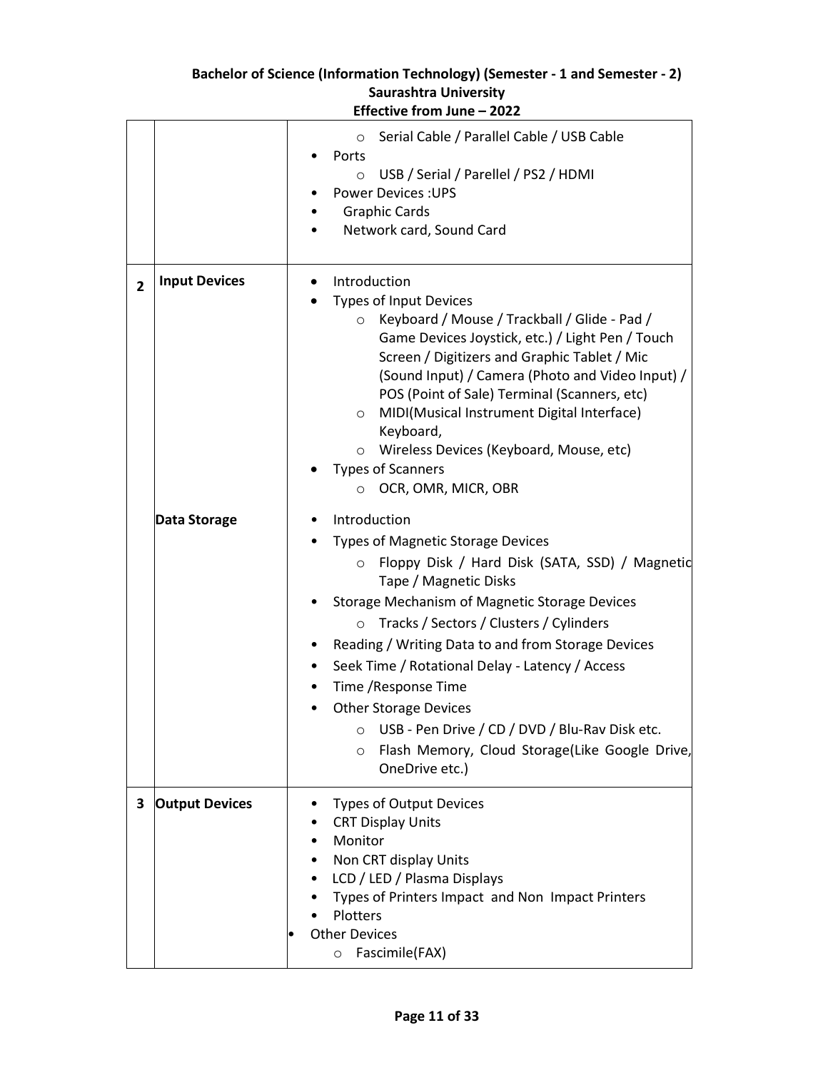| | | |
|---|---|---|
| | | ○ Serial Cable / Parallel Cable / USB Cable<br>• Ports<br>○ USB / Serial / Parellel / PS2 / HDMI<br>• Power Devices :UPS<br>• Graphic Cards<br>• Network card, Sound Card |
| **2** | **Input Devices** | • Introduction<br>• Types of Input Devices<br>○ Keyboard / Mouse / Trackball / Glide - Pad / Game Devices Joystick, etc.) / Light Pen / Touch Screen / Digitizers and Graphic Tablet / Mic (Sound Input) / Camera (Photo and Video Input) / POS (Point of Sale) Terminal (Scanners, etc)<br>○ MIDI(Musical Instrument Digital Interface) Keyboard,<br>○ Wireless Devices (Keyboard, Mouse, etc)<br>• Types of Scanners<br>○ OCR, OMR, MICR, OBR |
| | **Data Storage** | • Introduction<br>• Types of Magnetic Storage Devices<br>○ Floppy Disk / Hard Disk (SATA, SSD) / Magnetic Tape / Magnetic Disks<br>• Storage Mechanism of Magnetic Storage Devices<br>○ Tracks / Sectors / Clusters / Cylinders<br>• Reading / Writing Data to and from Storage Devices<br>• Seek Time / Rotational Delay - Latency / Access<br>• Time /Response Time<br>• Other Storage Devices<br>○ USB - Pen Drive / CD / DVD / Blu-Rav Disk etc.<br>○ Flash Memory, Cloud Storage(Like Google Drive, OneDrive etc.) |
| **3** | **Output Devices** | • Types of Output Devices<br>• CRT Display Units<br>• Monitor<br>• Non CRT display Units<br>• LCD / LED / Plasma Displays<br>• Types of Printers Impact and Non Impact Printers<br>• Plotters<br>• Other Devices<br>○ Fascimile(FAX) |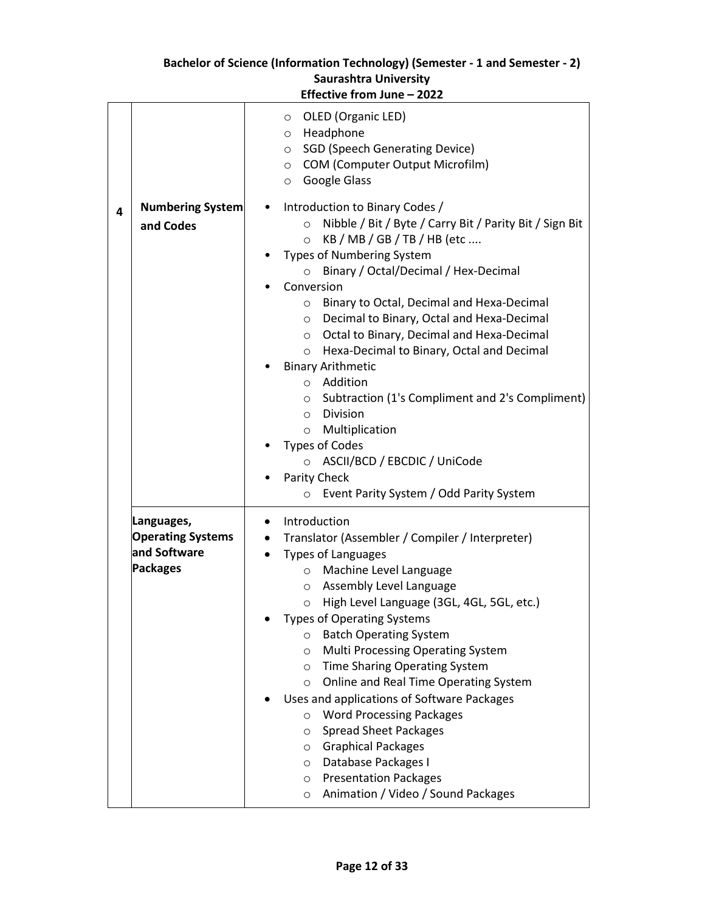| | | |
|---|---|---|
| | | ◦ OLED (Organic LED)<br>◦ Headphone<br>◦ SGD (Speech Generating Device)<br>◦ COM (Computer Output Microfilm)<br>◦ Google Glass |
| 4 | **Numbering System and Codes** | • Introduction to Binary Codes /<br>&nbsp;&nbsp;&nbsp;&nbsp;◦ Nibble / Bit / Byte / Carry Bit / Parity Bit / Sign Bit<br>&nbsp;&nbsp;&nbsp;&nbsp;◦ KB / MB / GB / TB / HB (etc ....<br>• Types of Numbering System<br>&nbsp;&nbsp;&nbsp;&nbsp;◦ Binary / Octal/Decimal / Hex-Decimal<br>• Conversion<br>&nbsp;&nbsp;&nbsp;&nbsp;◦ Binary to Octal, Decimal and Hexa-Decimal<br>&nbsp;&nbsp;&nbsp;&nbsp;◦ Decimal to Binary, Octal and Hexa-Decimal<br>&nbsp;&nbsp;&nbsp;&nbsp;◦ Octal to Binary, Decimal and Hexa-Decimal<br>&nbsp;&nbsp;&nbsp;&nbsp;◦ Hexa-Decimal to Binary, Octal and Decimal<br>• Binary Arithmetic<br>&nbsp;&nbsp;&nbsp;&nbsp;◦ Addition<br>&nbsp;&nbsp;&nbsp;&nbsp;◦ Subtraction (1's Compliment and 2's Compliment)<br>&nbsp;&nbsp;&nbsp;&nbsp;◦ Division<br>&nbsp;&nbsp;&nbsp;&nbsp;◦ Multiplication<br>• Types of Codes<br>&nbsp;&nbsp;&nbsp;&nbsp;◦ ASCII/BCD / EBCDIC / UniCode<br>• Parity Check<br>&nbsp;&nbsp;&nbsp;&nbsp;◦ Event Parity System / Odd Parity System |
| | **Languages, Operating Systems and Software Packages** | • Introduction<br>• Translator (Assembler / Compiler / Interpreter)<br>• Types of Languages<br>&nbsp;&nbsp;&nbsp;&nbsp;◦ Machine Level Language<br>&nbsp;&nbsp;&nbsp;&nbsp;◦ Assembly Level Language<br>&nbsp;&nbsp;&nbsp;&nbsp;◦ High Level Language (3GL, 4GL, 5GL, etc.)<br>• Types of Operating Systems<br>&nbsp;&nbsp;&nbsp;&nbsp;◦ Batch Operating System<br>&nbsp;&nbsp;&nbsp;&nbsp;◦ Multi Processing Operating System<br>&nbsp;&nbsp;&nbsp;&nbsp;◦ Time Sharing Operating System<br>&nbsp;&nbsp;&nbsp;&nbsp;◦ Online and Real Time Operating System<br>• Uses and applications of Software Packages<br>&nbsp;&nbsp;&nbsp;&nbsp;◦ Word Processing Packages<br>&nbsp;&nbsp;&nbsp;&nbsp;◦ Spread Sheet Packages<br>&nbsp;&nbsp;&nbsp;&nbsp;◦ Graphical Packages<br>&nbsp;&nbsp;&nbsp;&nbsp;◦ Database Packages I<br>&nbsp;&nbsp;&nbsp;&nbsp;◦ Presentation Packages<br>&nbsp;&nbsp;&nbsp;&nbsp;◦ Animation / Video / Sound Packages |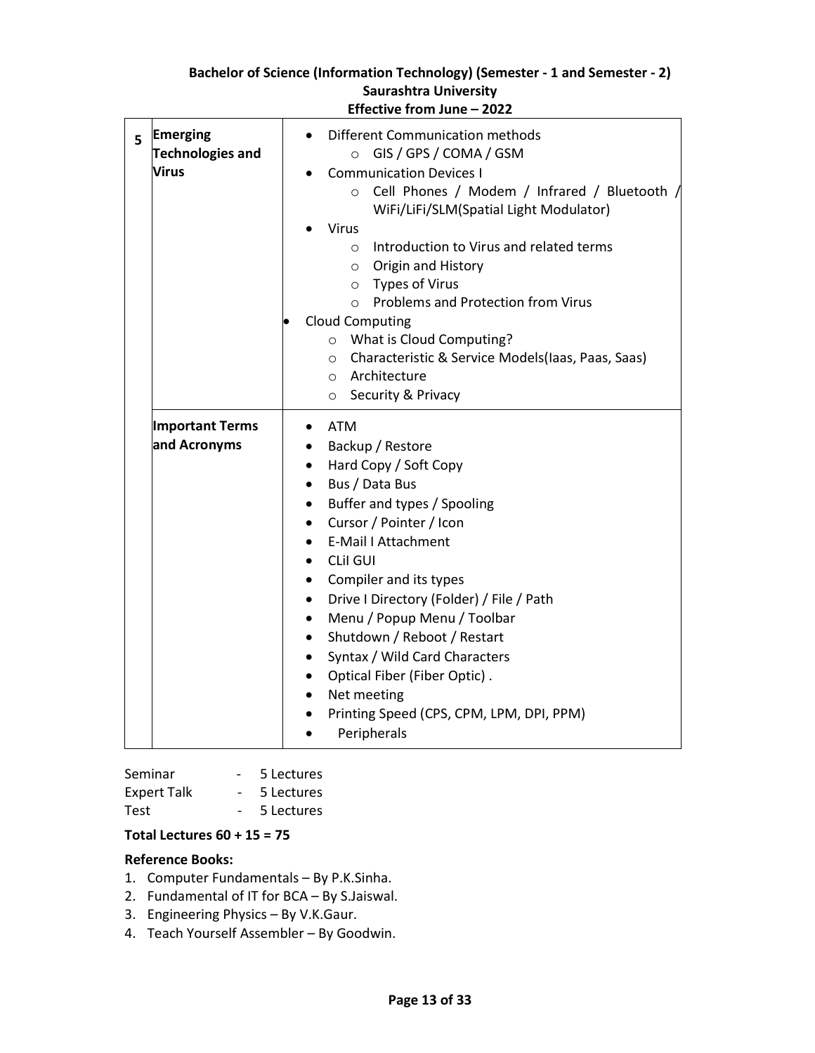| 5 | Emerging Technologies and Virus | <ul><li>Different Communication methods<ul><li>GIS / GPS / COMA / GSM</li></ul></li><li>Communication Devices I<ul><li>Cell Phones / Modem / Infrared / Bluetooth / WiFi/LiFi/SLM(Spatial Light Modulator)</li></ul></li><li>Virus<ul><li>Introduction to Virus and related terms</li><li>Origin and History</li><li>Types of Virus</li><li>Problems and Protection from Virus</li></ul></li><li>Cloud Computing<ul><li>What is Cloud Computing?</li><li>Characteristic & Service Models(Iaas, Paas, Saas)</li><li>Architecture</li><li>Security & Privacy</li></ul></li></ul> |
|---|---|---|
| | **Important Terms and Acronyms** | <ul><li>ATM</li><li>Backup / Restore</li><li>Hard Copy / Soft Copy</li><li>Bus / Data Bus</li><li>Buffer and types / Spooling</li><li>Cursor / Pointer / Icon</li><li>E-Mail I Attachment</li><li>CLiI GUI</li><li>Compiler and its types</li><li>Drive I Directory (Folder) / File / Path</li><li>Menu / Popup Menu / Toolbar</li><li>Shutdown / Reboot / Restart</li><li>Syntax / Wild Card Characters</li><li>Optical Fiber (Fiber Optic) .</li><li>Net meeting</li><li>Printing Speed (CPS, CPM, LPM, DPI, PPM)</li><li>Peripherals</li></ul> |

Seminar - 5 Lectures
Expert Talk - 5 Lectures
Test - 5 Lectures

**Total Lectures 60 + 15 = 75**

**Reference Books:**

1. Computer Fundamentals – By P.K.Sinha.
2. Fundamental of IT for BCA – By S.Jaiswal.
3. Engineering Physics – By V.K.Gaur.
4. Teach Yourself Assembler – By Goodwin.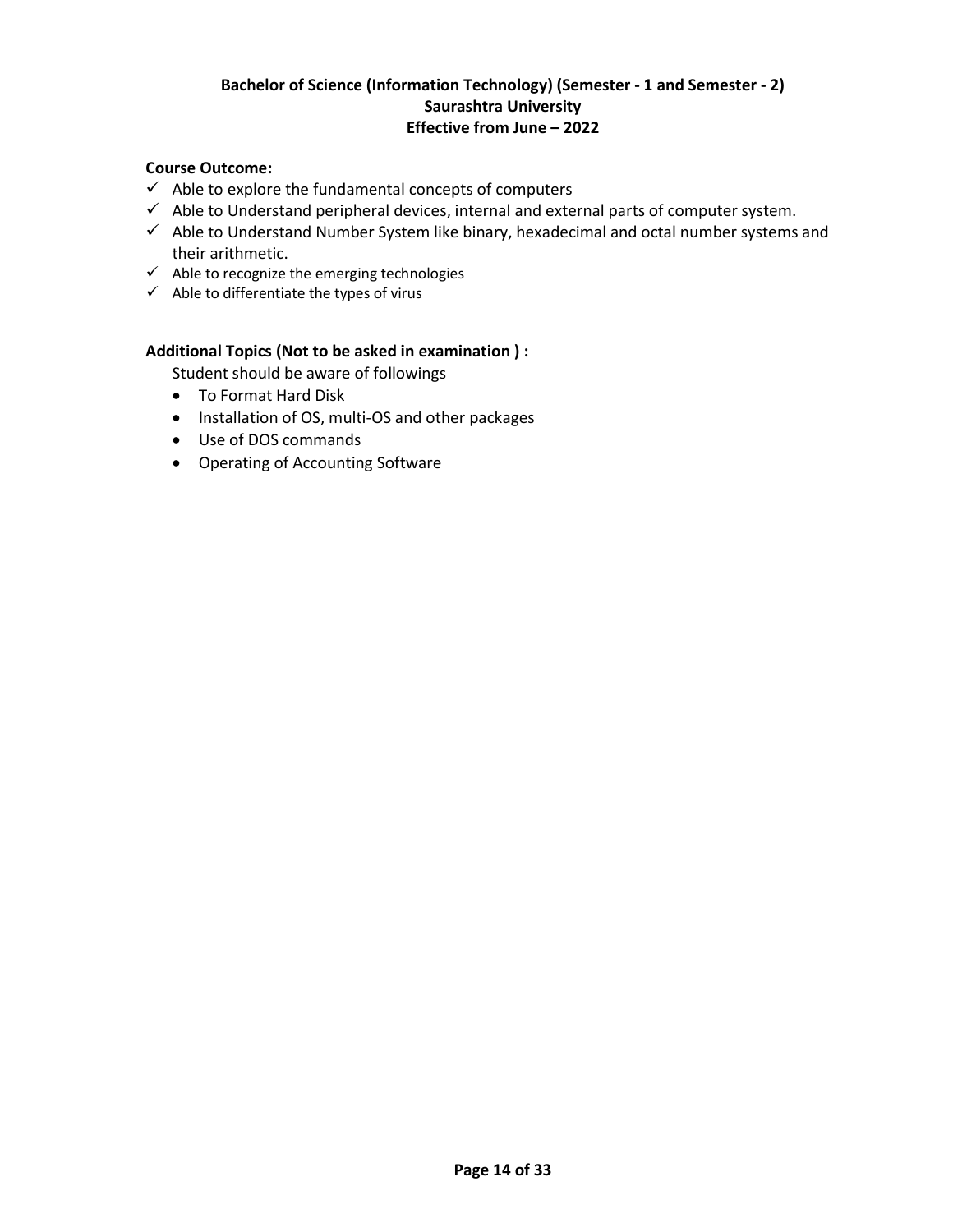**Course Outcome:**

- ✓ Able to explore the fundamental concepts of computers
- ✓ Able to Understand peripheral devices, internal and external parts of computer system.
- ✓ Able to Understand Number System like binary, hexadecimal and octal number systems and their arithmetic.
- ✓ Able to recognize the emerging technologies
- ✓ Able to differentiate the types of virus

**Additional Topics (Not to be asked in examination ) :**

Student should be aware of followings

- To Format Hard Disk
- Installation of OS, multi-OS and other packages
- Use of DOS commands
- Operating of Accounting Software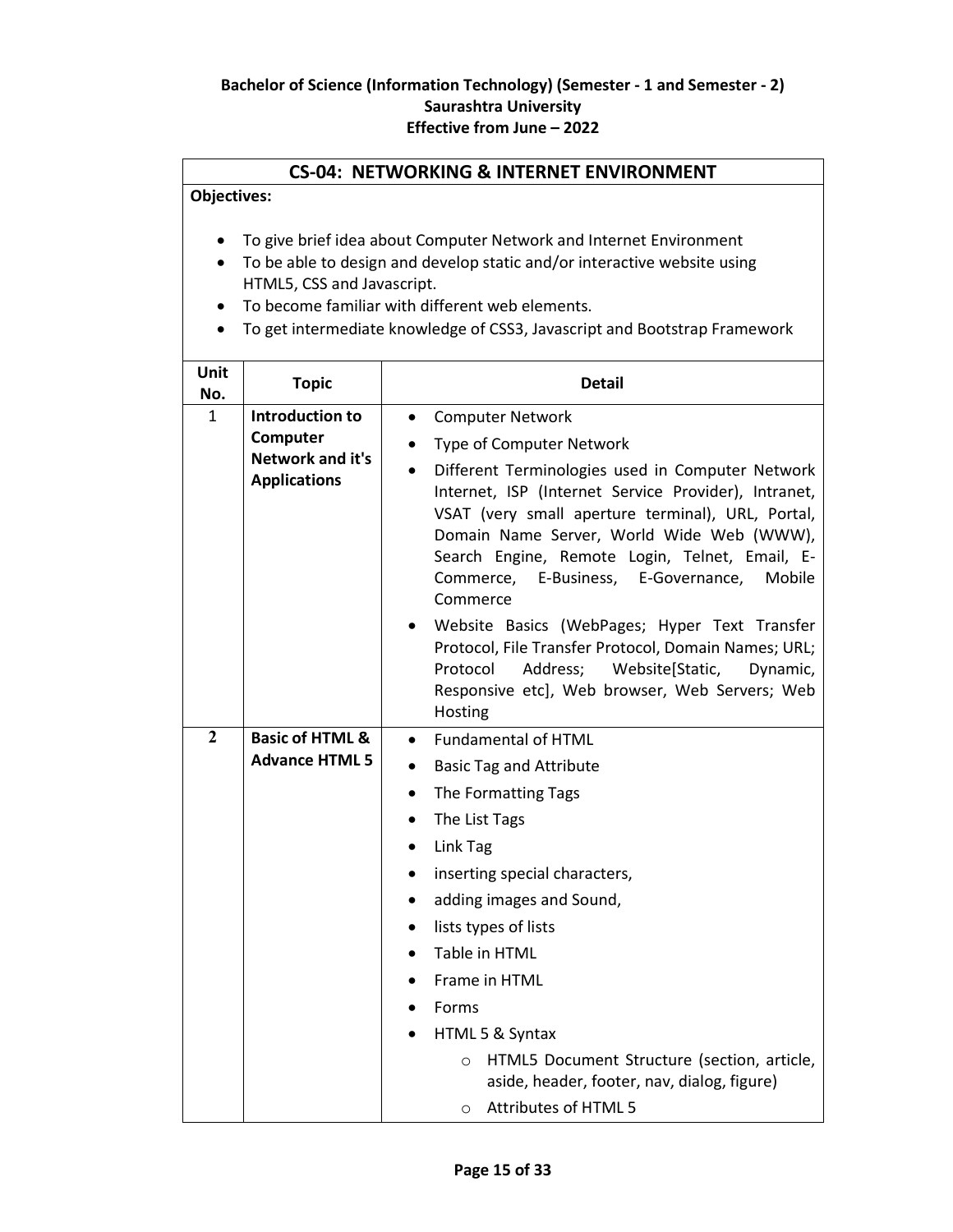**Bachelor of Science (Information Technology) (Semester - 1 and Semester - 2)**
**Saurashtra University**
**Effective from June – 2022**

## CS-04: NETWORKING & INTERNET ENVIRONMENT

**Objectives:**

- To give brief idea about Computer Network and Internet Environment
- To be able to design and develop static and/or interactive website using HTML5, CSS and Javascript.
- To become familiar with different web elements.
- To get intermediate knowledge of CSS3, Javascript and Bootstrap Framework

| Unit No. | Topic | Detail |
|---|---|---|
| 1 | **Introduction to Computer Network and it's Applications** | • Computer Network<br>• Type of Computer Network<br>• Different Terminologies used in Computer Network Internet, ISP (Internet Service Provider), Intranet, VSAT (very small aperture terminal), URL, Portal, Domain Name Server, World Wide Web (WWW), Search Engine, Remote Login, Telnet, Email, E-Commerce, E-Business, E-Governance, Mobile Commerce<br>• Website Basics (WebPages; Hyper Text Transfer Protocol, File Transfer Protocol, Domain Names; URL; Protocol Address; Website[Static, Dynamic, Responsive etc], Web browser, Web Servers; Web Hosting |
| 2 | **Basic of HTML & Advance HTML 5** | • Fundamental of HTML<br>• Basic Tag and Attribute<br>• The Formatting Tags<br>• The List Tags<br>• Link Tag<br>• inserting special characters,<br>• adding images and Sound,<br>• lists types of lists<br>• Table in HTML<br>• Frame in HTML<br>• Forms<br>• HTML 5 & Syntax<br>&nbsp;&nbsp;&nbsp;&nbsp;o HTML5 Document Structure (section, article, aside, header, footer, nav, dialog, figure)<br>&nbsp;&nbsp;&nbsp;&nbsp;o Attributes of HTML 5 |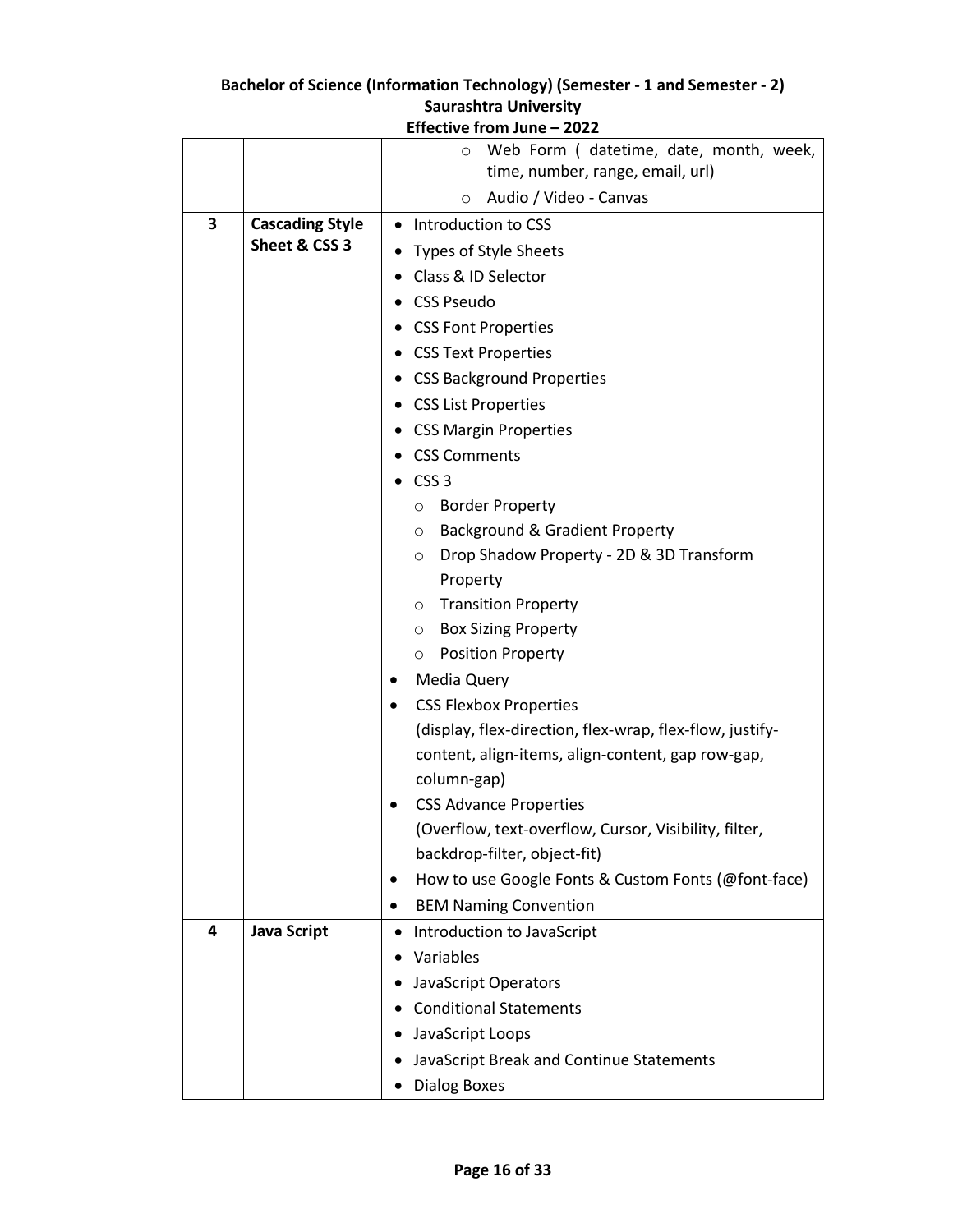| | | |
|---|---|---|
| | | ○ Web Form ( datetime, date, month, week, time, number, range, email, url)<br>○ Audio / Video - Canvas |
| **3** | **Cascading Style Sheet & CSS 3** | • Introduction to CSS<br>• Types of Style Sheets<br>• Class & ID Selector<br>• CSS Pseudo<br>• CSS Font Properties<br>• CSS Text Properties<br>• CSS Background Properties<br>• CSS List Properties<br>• CSS Margin Properties<br>• CSS Comments<br>• CSS 3<br>○ Border Property<br>○ Background & Gradient Property<br>○ Drop Shadow Property - 2D & 3D Transform Property<br>○ Transition Property<br>○ Box Sizing Property<br>○ Position Property<br>• Media Query<br>• CSS Flexbox Properties (display, flex-direction, flex-wrap, flex-flow, justify-content, align-items, align-content, gap row-gap, column-gap)<br>• CSS Advance Properties (Overflow, text-overflow, Cursor, Visibility, filter, backdrop-filter, object-fit)<br>• How to use Google Fonts & Custom Fonts (@font-face)<br>• BEM Naming Convention |
| **4** | **Java Script** | • Introduction to JavaScript<br>• Variables<br>• JavaScript Operators<br>• Conditional Statements<br>• JavaScript Loops<br>• JavaScript Break and Continue Statements<br>• Dialog Boxes |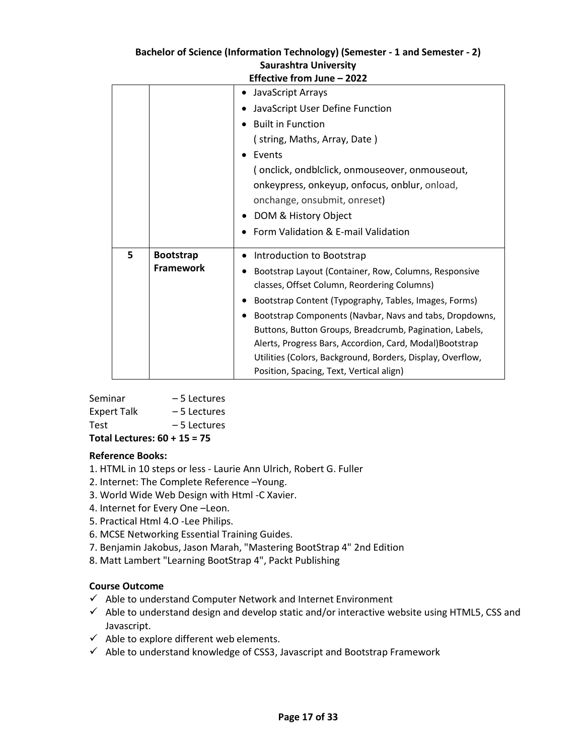| | | |
|---|---|---|
| | | • JavaScript Arrays<br>• JavaScript User Define Function<br>• Built in Function<br>( string, Maths, Array, Date )<br>• Events<br>( onclick, ondblclick, onmouseover, onmouseout, onkeypress, onkeyup, onfocus, onblur, onload, onchange, onsubmit, onreset)<br>• DOM & History Object<br>• Form Validation & E-mail Validation |
| 5 | **Bootstrap Framework** | • Introduction to Bootstrap<br>• Bootstrap Layout (Container, Row, Columns, Responsive classes, Offset Column, Reordering Columns)<br>• Bootstrap Content (Typography, Tables, Images, Forms)<br>• Bootstrap Components (Navbar, Navs and tabs, Dropdowns, Buttons, Button Groups, Breadcrumb, Pagination, Labels, Alerts, Progress Bars, Accordion, Card, Modal)Bootstrap Utilities (Colors, Background, Borders, Display, Overflow, Position, Spacing, Text, Vertical align) |

Seminar – 5 Lectures
Expert Talk – 5 Lectures
Test – 5 Lectures
**Total Lectures: 60 + 15 = 75**

**Reference Books:**

1. HTML in 10 steps or less - Laurie Ann Ulrich, Robert G. Fuller
2. Internet: The Complete Reference –Young.
3. World Wide Web Design with Html -C Xavier.
4. Internet for Every One –Leon.
5. Practical Html 4.O -Lee Philips.
6. MCSE Networking Essential Training Guides.
7. Benjamin Jakobus, Jason Marah, "Mastering BootStrap 4" 2nd Edition
8. Matt Lambert "Learning BootStrap 4", Packt Publishing

**Course Outcome**

- ✓ Able to understand Computer Network and Internet Environment
- ✓ Able to understand design and develop static and/or interactive website using HTML5, CSS and Javascript.
- ✓ Able to explore different web elements.
- ✓ Able to understand knowledge of CSS3, Javascript and Bootstrap Framework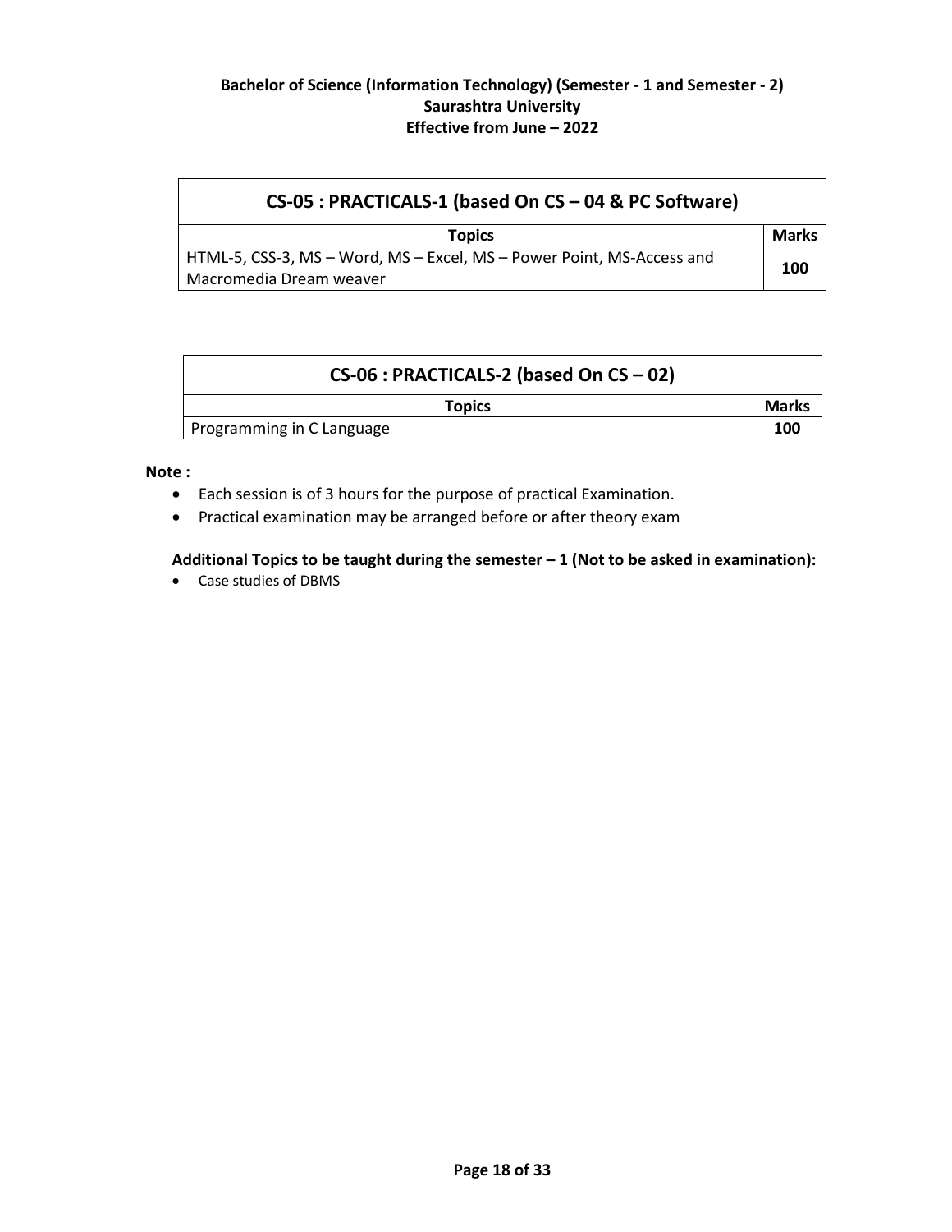| CS-05 : PRACTICALS-1 (based On CS – 04 & PC Software) | |
|---|---|
| **Topics** | **Marks** |
| HTML-5, CSS-3, MS – Word, MS – Excel, MS – Power Point, MS-Access and Macromedia Dream weaver | **100** |

| CS-06 : PRACTICALS-2 (based On CS – 02) | |
|---|---|
| **Topics** | **Marks** |
| Programming in C Language | **100** |

**Note :**

- Each session is of 3 hours for the purpose of practical Examination.
- Practical examination may be arranged before or after theory exam

**Additional Topics to be taught during the semester – 1 (Not to be asked in examination):**

- Case studies of DBMS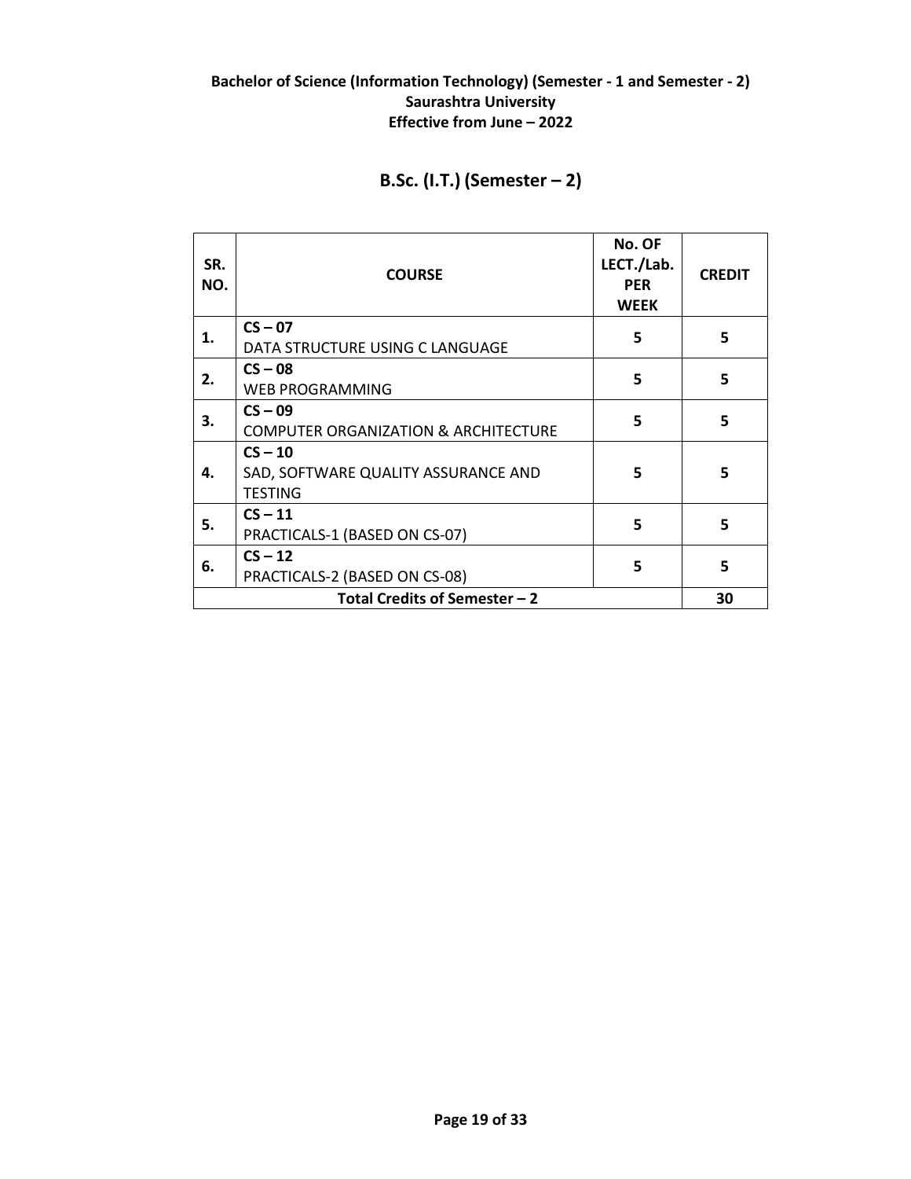**Bachelor of Science (Information Technology) (Semester - 1 and Semester - 2)**
**Saurashtra University**
**Effective from June – 2022**

## B.Sc. (I.T.) (Semester – 2)

| SR. NO. | COURSE | No. OF LECT./Lab. PER WEEK | CREDIT |
|---|---|---|---|
| 1. | **CS – 07** DATA STRUCTURE USING C LANGUAGE | 5 | 5 |
| 2. | **CS – 08** WEB PROGRAMMING | 5 | 5 |
| 3. | **CS – 09** COMPUTER ORGANIZATION & ARCHITECTURE | 5 | 5 |
| 4. | **CS – 10** SAD, SOFTWARE QUALITY ASSURANCE AND TESTING | 5 | 5 |
| 5. | **CS – 11** PRACTICALS-1 (BASED ON CS-07) | 5 | 5 |
| 6. | **CS – 12** PRACTICALS-2 (BASED ON CS-08) | 5 | 5 |
| **Total Credits of Semester – 2** | | | **30** |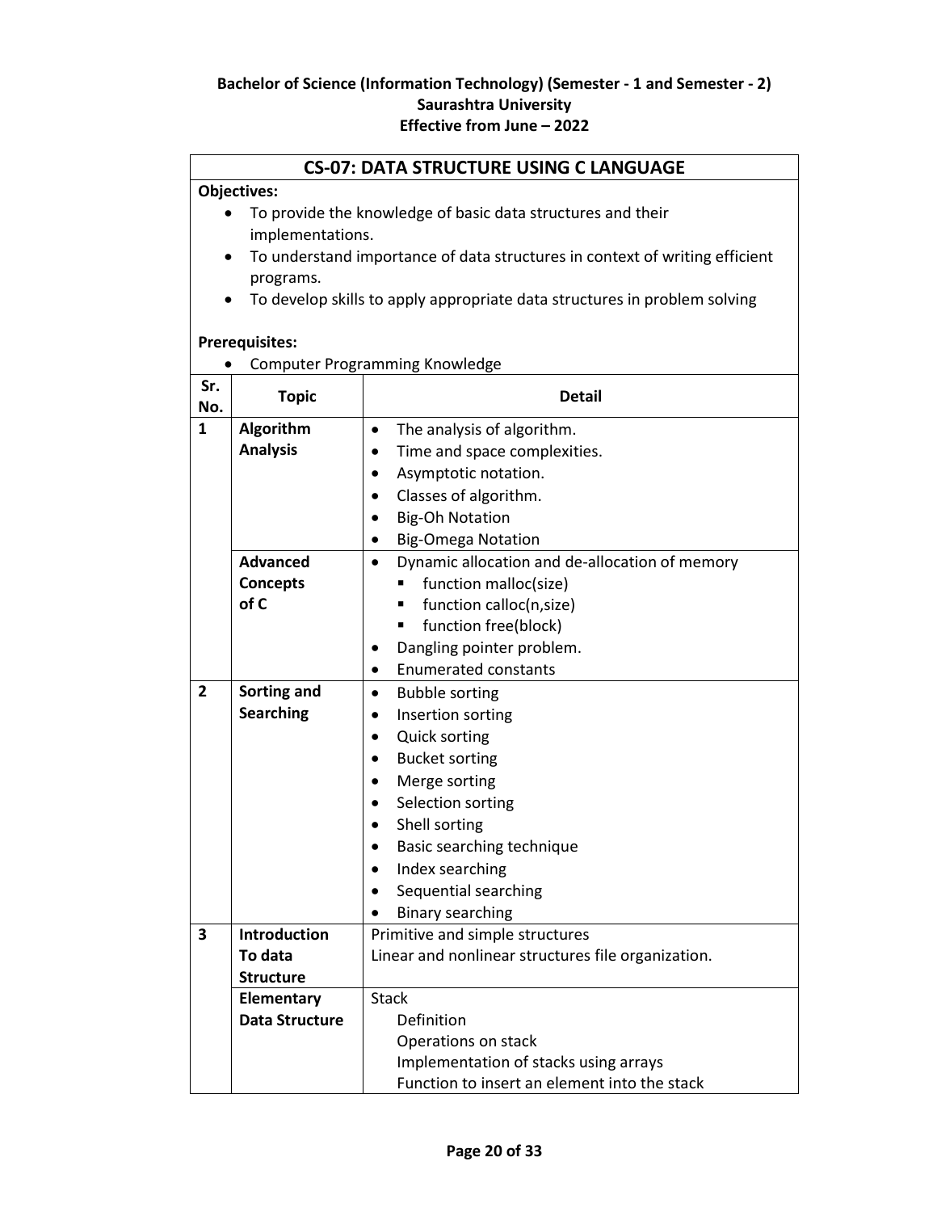**Bachelor of Science (Information Technology) (Semester - 1 and Semester - 2)**
**Saurashtra University**
**Effective from June – 2022**

## CS-07: DATA STRUCTURE USING C LANGUAGE

**Objectives:**

- To provide the knowledge of basic data structures and their implementations.
- To understand importance of data structures in context of writing efficient programs.
- To develop skills to apply appropriate data structures in problem solving

**Prerequisites:**

- Computer Programming Knowledge

| Sr. No. | Topic | Detail |
|---|---|---|
| 1 | **Algorithm Analysis** | • The analysis of algorithm.<br>• Time and space complexities.<br>• Asymptotic notation.<br>• Classes of algorithm.<br>• Big-Oh Notation<br>• Big-Omega Notation |
| | **Advanced Concepts of C** | • Dynamic allocation and de-allocation of memory<br>▪ function malloc(size)<br>▪ function calloc(n,size)<br>▪ function free(block)<br>• Dangling pointer problem.<br>• Enumerated constants |
| 2 | **Sorting and Searching** | • Bubble sorting<br>• Insertion sorting<br>• Quick sorting<br>• Bucket sorting<br>• Merge sorting<br>• Selection sorting<br>• Shell sorting<br>• Basic searching technique<br>• Index searching<br>• Sequential searching<br>• Binary searching |
| 3 | **Introduction To data Structure** | Primitive and simple structures<br>Linear and nonlinear structures file organization. |
| | **Elementary Data Structure** | Stack<br>Definition<br>Operations on stack<br>Implementation of stacks using arrays<br>Function to insert an element into the stack |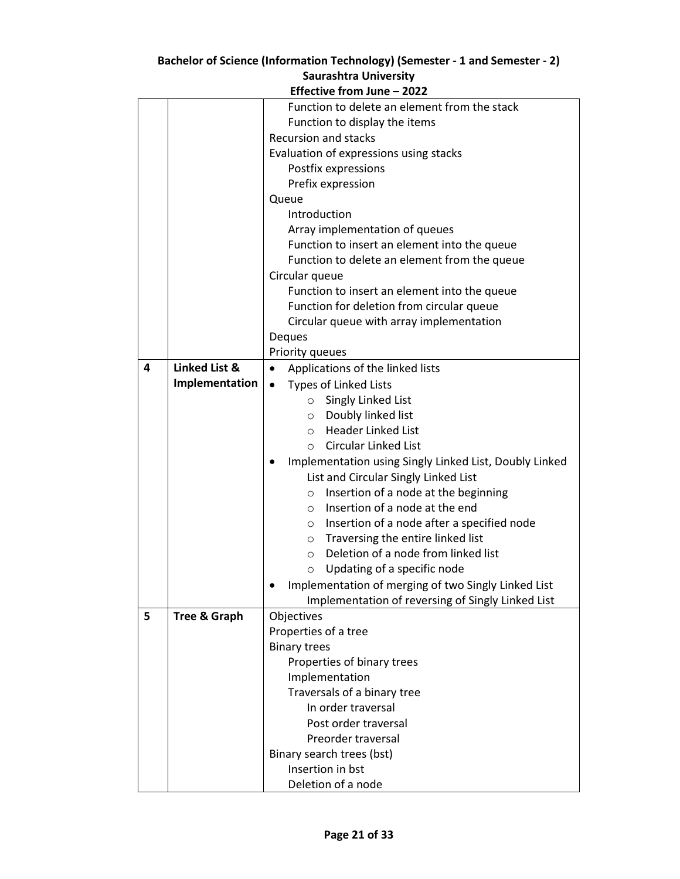| | | |
|---|---|---|
| | | Function to delete an element from the stack<br>Function to display the items<br>Recursion and stacks<br>Evaluation of expressions using stacks<br>Postfix expressions<br>Prefix expression<br>Queue<br>Introduction<br>Array implementation of queues<br>Function to insert an element into the queue<br>Function to delete an element from the queue<br>Circular queue<br>Function to insert an element into the queue<br>Function for deletion from circular queue<br>Circular queue with array implementation<br>Deques<br>Priority queues |
| **4** | **Linked List & Implementation** | • Applications of the linked lists<br>• Types of Linked Lists<br>o Singly Linked List<br>o Doubly linked list<br>o Header Linked List<br>o Circular Linked List<br>• Implementation using Singly Linked List, Doubly Linked List and Circular Singly Linked List<br>o Insertion of a node at the beginning<br>o Insertion of a node at the end<br>o Insertion of a node after a specified node<br>o Traversing the entire linked list<br>o Deletion of a node from linked list<br>o Updating of a specific node<br>• Implementation of merging of two Singly Linked List<br>Implementation of reversing of Singly Linked List |
| **5** | **Tree & Graph** | Objectives<br>Properties of a tree<br>Binary trees<br>Properties of binary trees<br>Implementation<br>Traversals of a binary tree<br>In order traversal<br>Post order traversal<br>Preorder traversal<br>Binary search trees (bst)<br>Insertion in bst<br>Deletion of a node |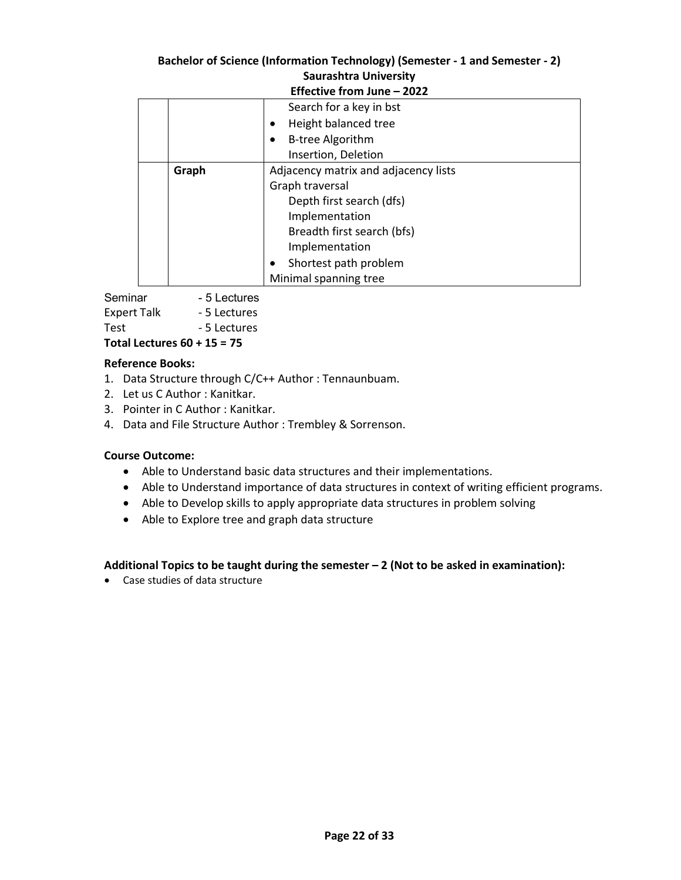| | | |
|---|---|---|
| | | Search for a key in bst<br>• Height balanced tree<br>• B-tree Algorithm<br>Insertion, Deletion |
| | **Graph** | Adjacency matrix and adjacency lists<br>Graph traversal<br>Depth first search (dfs)<br>Implementation<br>Breadth first search (bfs)<br>Implementation<br>• Shortest path problem<br>Minimal spanning tree |

Seminar - 5 Lectures
Expert Talk - 5 Lectures
Test - 5 Lectures

**Total Lectures 60 + 15 = 75**

**Reference Books:**

1. Data Structure through C/C++ Author : Tennaunbuam.
2. Let us C Author : Kanitkar.
3. Pointer in C Author : Kanitkar.
4. Data and File Structure Author : Trembley & Sorrenson.

**Course Outcome:**

- Able to Understand basic data structures and their implementations.
- Able to Understand importance of data structures in context of writing efficient programs.
- Able to Develop skills to apply appropriate data structures in problem solving
- Able to Explore tree and graph data structure

**Additional Topics to be taught during the semester – 2 (Not to be asked in examination):**

- Case studies of data structure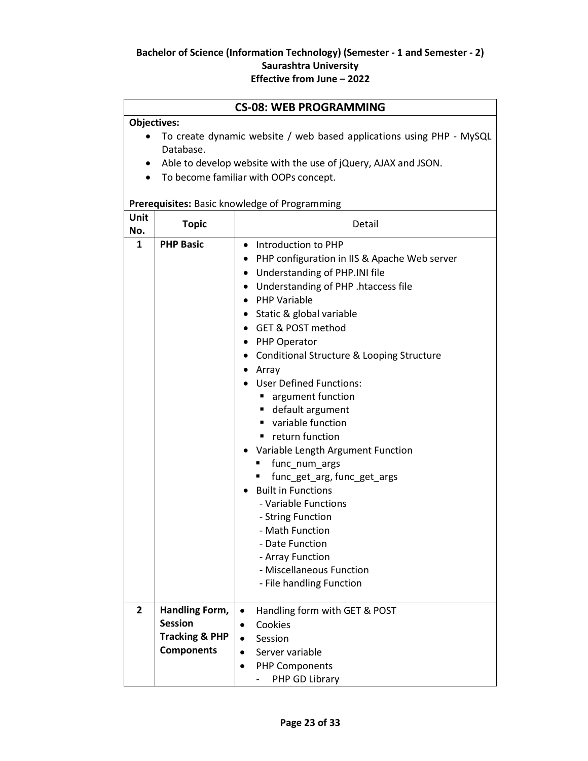**Bachelor of Science (Information Technology) (Semester - 1 and Semester - 2)**
**Saurashtra University**
**Effective from June – 2022**

## CS-08: WEB PROGRAMMING

**Objectives:**

- To create dynamic website / web based applications using PHP - MySQL Database.
- Able to develop website with the use of jQuery, AJAX and JSON.
- To become familiar with OOPs concept.

**Prerequisites:** Basic knowledge of Programming

| Unit No. | Topic | Detail |
|---|---|---|
| 1 | **PHP Basic** | • Introduction to PHP<br>• PHP configuration in IIS & Apache Web server<br>• Understanding of PHP.INI file<br>• Understanding of PHP .htaccess file<br>• PHP Variable<br>• Static & global variable<br>• GET & POST method<br>• PHP Operator<br>• Conditional Structure & Looping Structure<br>• Array<br>• User Defined Functions:<br>&nbsp;&nbsp;▪ argument function<br>&nbsp;&nbsp;▪ default argument<br>&nbsp;&nbsp;▪ variable function<br>&nbsp;&nbsp;▪ return function<br>• Variable Length Argument Function<br>&nbsp;&nbsp;▪ func_num_args<br>&nbsp;&nbsp;▪ func_get_arg, func_get_args<br>• Built in Functions<br>&nbsp;&nbsp;- Variable Functions<br>&nbsp;&nbsp;- String Function<br>&nbsp;&nbsp;- Math Function<br>&nbsp;&nbsp;- Date Function<br>&nbsp;&nbsp;- Array Function<br>&nbsp;&nbsp;- Miscellaneous Function<br>&nbsp;&nbsp;- File handling Function |
| 2 | **Handling Form, Session Tracking & PHP Components** | • Handling form with GET & POST<br>• Cookies<br>• Session<br>• Server variable<br>• PHP Components<br>&nbsp;&nbsp;- PHP GD Library |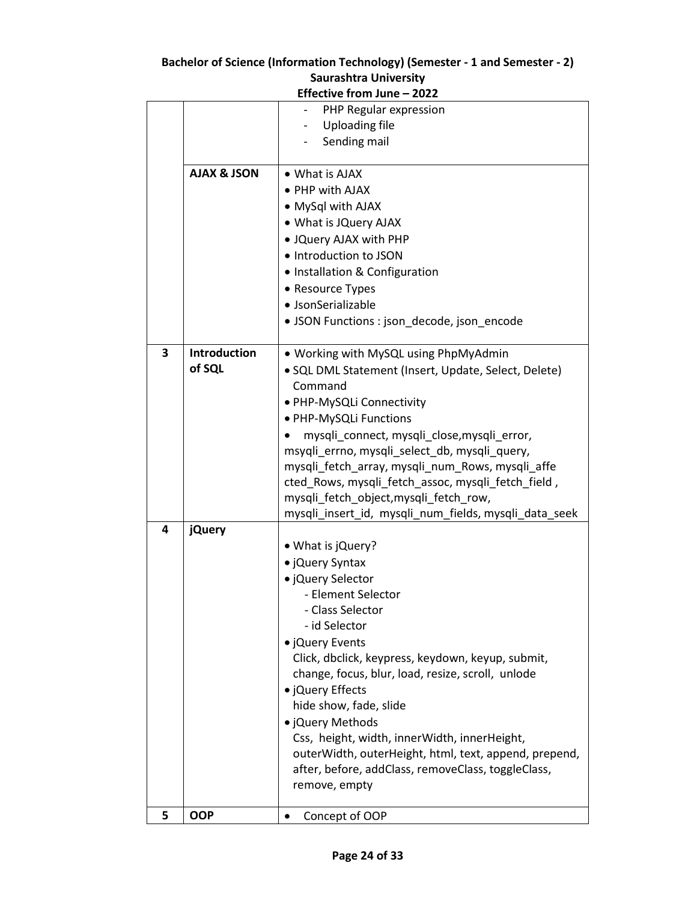**Bachelor of Science (Information Technology) (Semester - 1 and Semester - 2)**
**Saurashtra University**
**Effective from June – 2022**

| | | |
|---|---|---|
| | | - PHP Regular expression<br>- Uploading file<br>- Sending mail |
| | **AJAX & JSON** | • What is AJAX<br>• PHP with AJAX<br>• MySql with AJAX<br>• What is JQuery AJAX<br>• JQuery AJAX with PHP<br>• Introduction to JSON<br>• Installation & Configuration<br>• Resource Types<br>• JsonSerializable<br>• JSON Functions : json_decode, json_encode |
| **3** | **Introduction of SQL** | • Working with MySQL using PhpMyAdmin<br>• SQL DML Statement (Insert, Update, Select, Delete) Command<br>• PHP-MySQLi Connectivity<br>• PHP-MySQLi Functions<br>• mysqli_connect, mysqli_close,mysqli_error, msyqli_errno, mysqli_select_db, mysqli_query, mysqli_fetch_array, mysqli_num_Rows, mysqli_affe cted_Rows, mysqli_fetch_assoc, mysqli_fetch_field , mysqli_fetch_object,mysqli_fetch_row, mysqli_insert_id, mysqli_num_fields, mysqli_data_seek |
| **4** | **jQuery** | • What is jQuery?<br>• jQuery Syntax<br>• jQuery Selector<br>- Element Selector<br>- Class Selector<br>- id Selector<br>• jQuery Events<br>Click, dbclick, keypress, keydown, keyup, submit, change, focus, blur, load, resize, scroll, unlode<br>• jQuery Effects<br>hide show, fade, slide<br>• jQuery Methods<br>Css, height, width, innerWidth, innerHeight, outerWidth, outerHeight, html, text, append, prepend, after, before, addClass, removeClass, toggleClass, remove, empty |
| **5** | **OOP** | • Concept of OOP |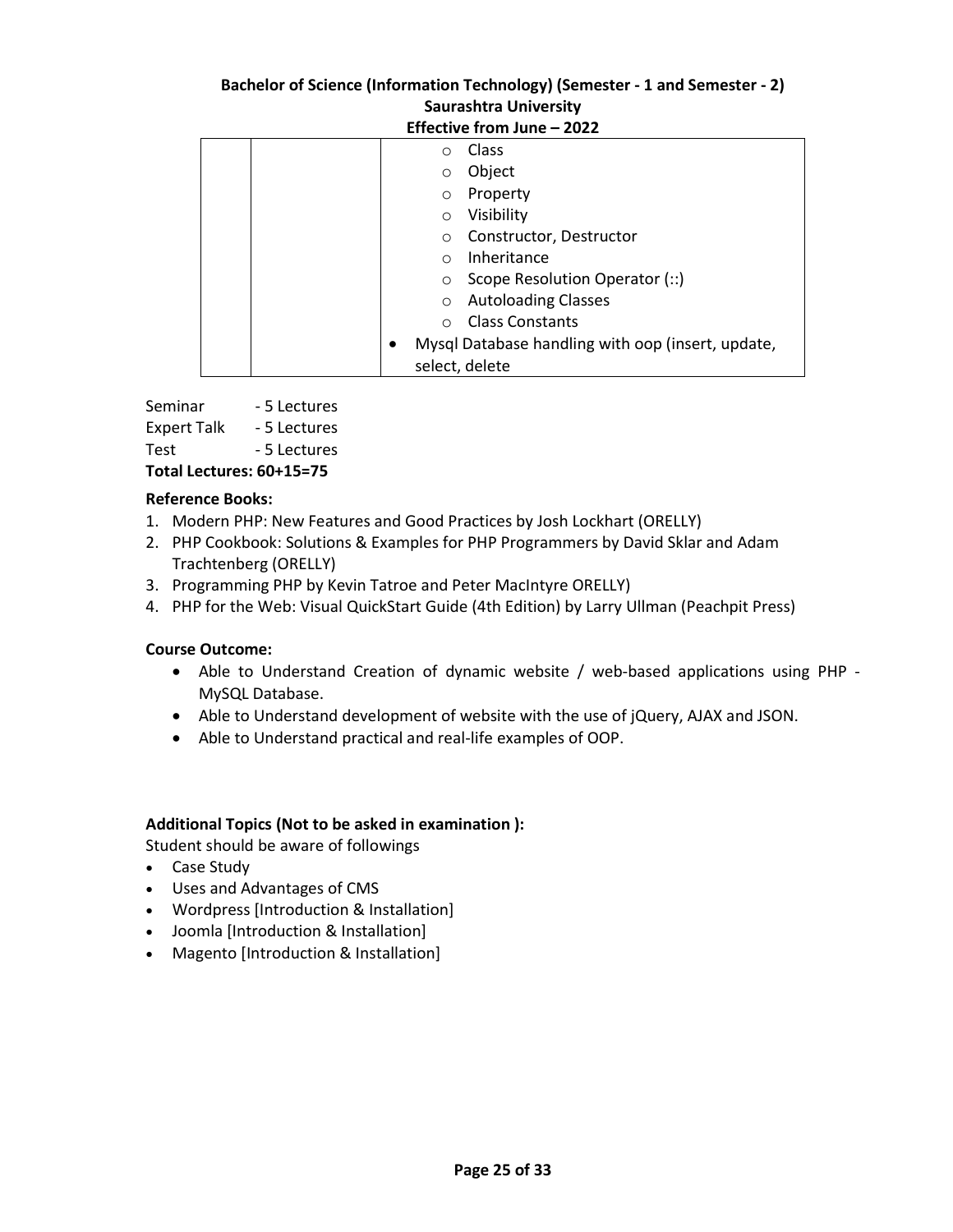|  |  | <ul><li>Class</li><li>Object</li><li>Property</li><li>Visibility</li><li>Constructor, Destructor</li><li>Inheritance</li><li>Scope Resolution Operator (::)</li><li>Autoloading Classes</li><li>Class Constants</li></ul> • Mysql Database handling with oop (insert, update, select, delete |
|---|---|---|

Seminar - 5 Lectures
Expert Talk - 5 Lectures
Test - 5 Lectures
**Total Lectures: 60+15=75**

**Reference Books:**

1. Modern PHP: New Features and Good Practices by Josh Lockhart (ORELLY)
2. PHP Cookbook: Solutions & Examples for PHP Programmers by David Sklar and Adam Trachtenberg (ORELLY)
3. Programming PHP by Kevin Tatroe and Peter MacIntyre ORELLY)
4. PHP for the Web: Visual QuickStart Guide (4th Edition) by Larry Ullman (Peachpit Press)

**Course Outcome:**

- Able to Understand Creation of dynamic website / web-based applications using PHP - MySQL Database.
- Able to Understand development of website with the use of jQuery, AJAX and JSON.
- Able to Understand practical and real-life examples of OOP.

**Additional Topics (Not to be asked in examination ):**

Student should be aware of followings

- Case Study
- Uses and Advantages of CMS
- Wordpress [Introduction & Installation]
- Joomla [Introduction & Installation]
- Magento [Introduction & Installation]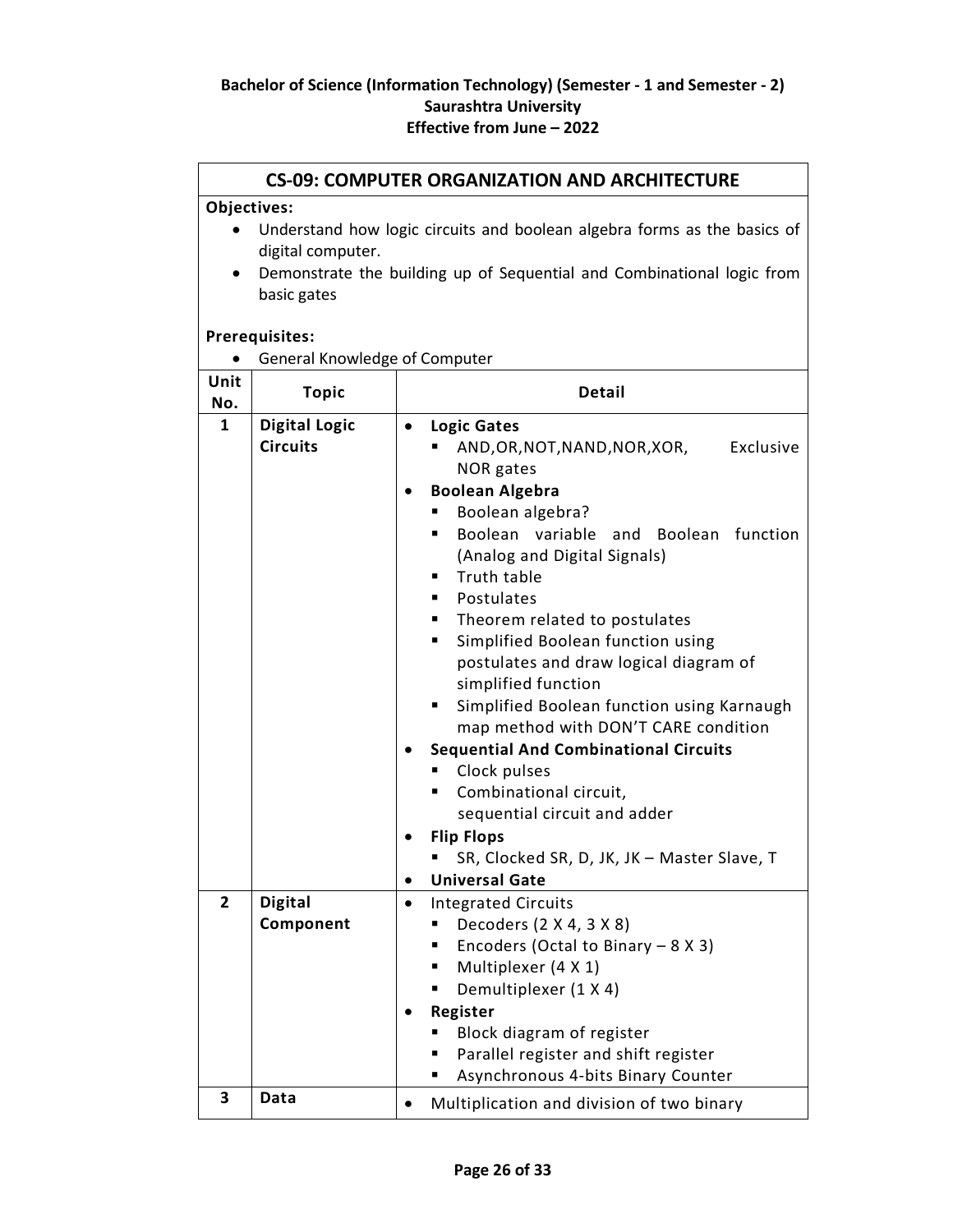**Bachelor of Science (Information Technology) (Semester - 1 and Semester - 2)**
**Saurashtra University**
**Effective from June – 2022**

## CS-09: COMPUTER ORGANIZATION AND ARCHITECTURE

**Objectives:**

- Understand how logic circuits and boolean algebra forms as the basics of digital computer.
- Demonstrate the building up of Sequential and Combinational logic from basic gates

**Prerequisites:**

- General Knowledge of Computer

| Unit No. | Topic | Detail |
|---|---|---|
| 1 | **Digital Logic Circuits** | • **Logic Gates**<br>▪ AND,OR,NOT,NAND,NOR,XOR, Exclusive NOR gates<br>• **Boolean Algebra**<br>▪ Boolean algebra?<br>▪ Boolean variable and Boolean function (Analog and Digital Signals)<br>▪ Truth table<br>▪ Postulates<br>▪ Theorem related to postulates<br>▪ Simplified Boolean function using postulates and draw logical diagram of simplified function<br>▪ Simplified Boolean function using Karnaugh map method with DON'T CARE condition<br>• **Sequential And Combinational Circuits**<br>▪ Clock pulses<br>▪ Combinational circuit, sequential circuit and adder<br>• **Flip Flops**<br>▪ SR, Clocked SR, D, JK, JK – Master Slave, T<br>• **Universal Gate** |
| 2 | **Digital Component** | • Integrated Circuits<br>▪ Decoders (2 X 4, 3 X 8)<br>▪ Encoders (Octal to Binary – 8 X 3)<br>▪ Multiplexer (4 X 1)<br>▪ Demultiplexer (1 X 4)<br>• **Register**<br>▪ Block diagram of register<br>▪ Parallel register and shift register<br>▪ Asynchronous 4-bits Binary Counter |
| 3 | **Data** | • Multiplication and division of two binary |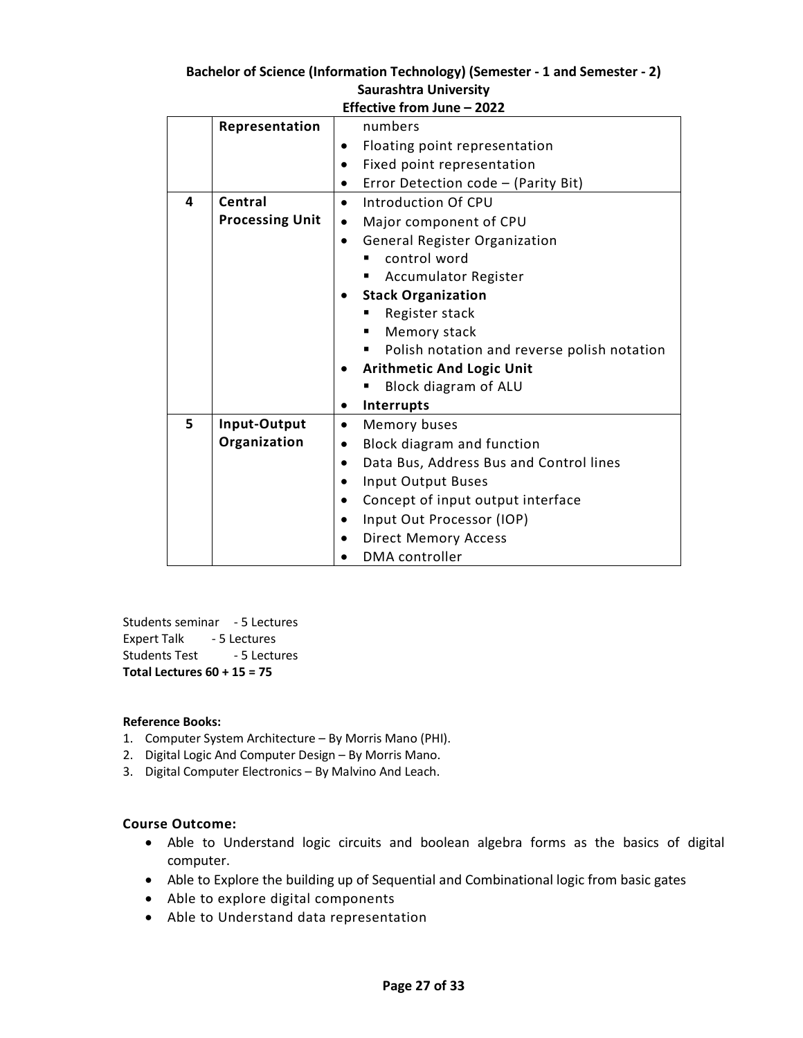| | Representation | numbers<br>• Floating point representation<br>• Fixed point representation<br>• Error Detection code – (Parity Bit) |
|---|---|---|
| 4 | Central Processing Unit | • Introduction Of CPU<br>• Major component of CPU<br>• General Register Organization<br>&nbsp;&nbsp;▪ control word<br>&nbsp;&nbsp;▪ Accumulator Register<br>• **Stack Organization**<br>&nbsp;&nbsp;▪ Register stack<br>&nbsp;&nbsp;▪ Memory stack<br>&nbsp;&nbsp;▪ Polish notation and reverse polish notation<br>• **Arithmetic And Logic Unit**<br>&nbsp;&nbsp;▪ Block diagram of ALU<br>• **Interrupts** |
| 5 | Input-Output Organization | • Memory buses<br>• Block diagram and function<br>• Data Bus, Address Bus and Control lines<br>• Input Output Buses<br>• Concept of input output interface<br>• Input Out Processor (IOP)<br>• Direct Memory Access<br>• DMA controller |

Students seminar - 5 Lectures
Expert Talk - 5 Lectures
Students Test - 5 Lectures
**Total Lectures 60 + 15 = 75**

**Reference Books:**

1. Computer System Architecture – By Morris Mano (PHI).
2. Digital Logic And Computer Design – By Morris Mano.
3. Digital Computer Electronics – By Malvino And Leach.

**Course Outcome:**

- Able to Understand logic circuits and boolean algebra forms as the basics of digital computer.
- Able to Explore the building up of Sequential and Combinational logic from basic gates
- Able to explore digital components
- Able to Understand data representation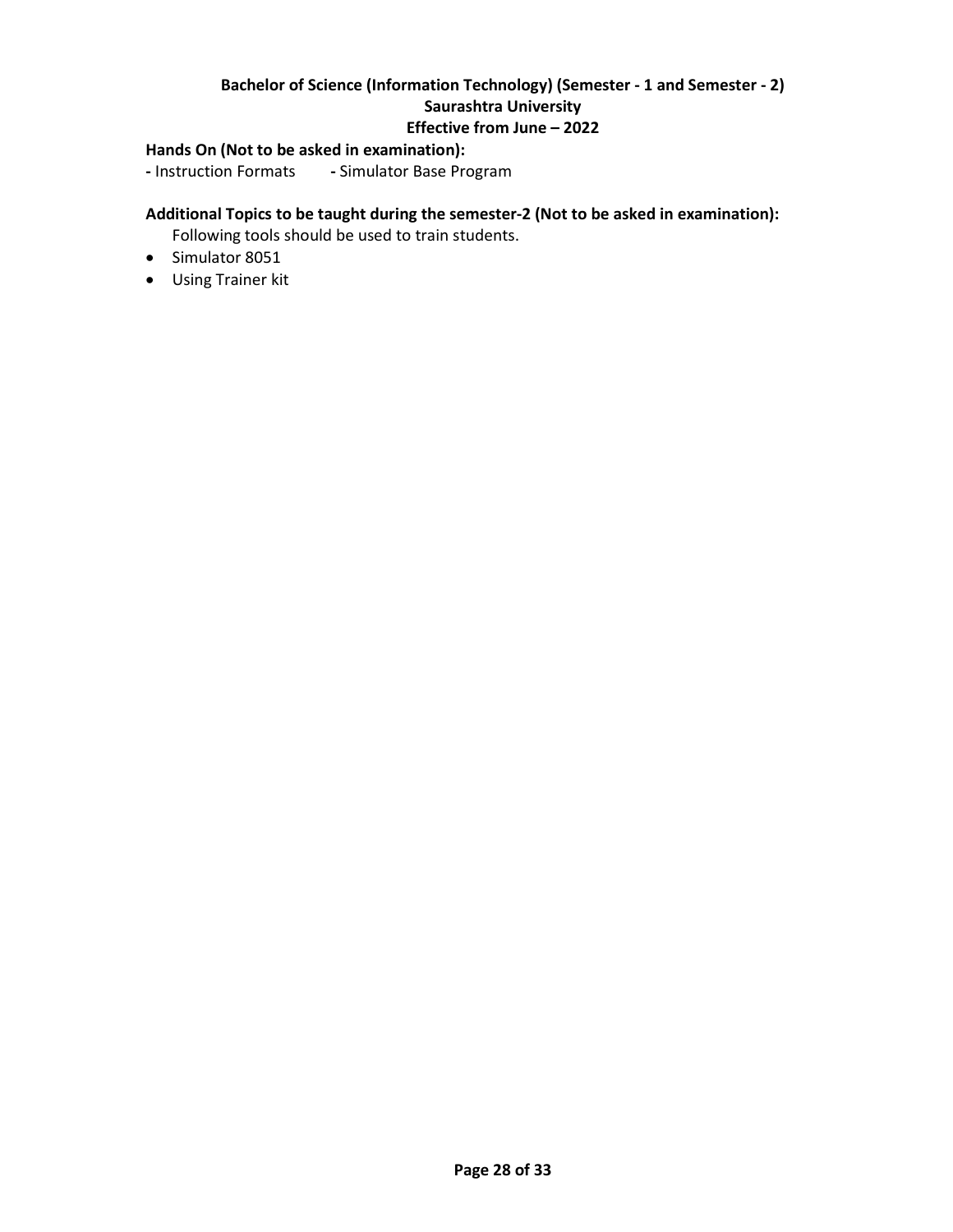**Hands On (Not to be asked in examination):**

- Instruction Formats - Simulator Base Program

**Additional Topics to be taught during the semester-2 (Not to be asked in examination):**

Following tools should be used to train students.

- Simulator 8051
- Using Trainer kit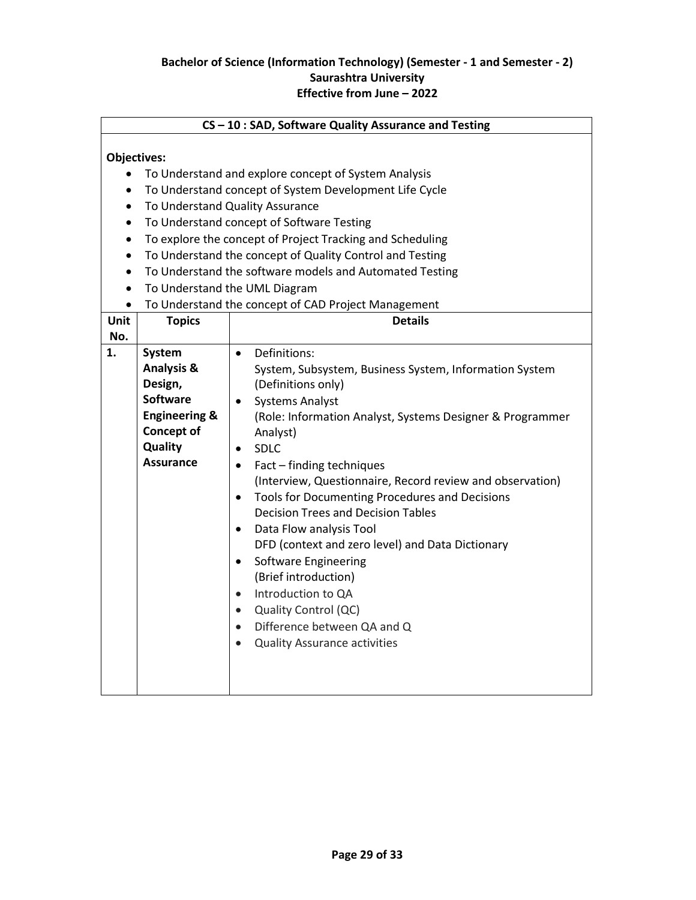**Bachelor of Science (Information Technology) (Semester - 1 and Semester - 2)**
**Saurashtra University**
**Effective from June – 2022**

## CS – 10 : SAD, Software Quality Assurance and Testing

**Objectives:**

- To Understand and explore concept of System Analysis
- To Understand concept of System Development Life Cycle
- To Understand Quality Assurance
- To Understand concept of Software Testing
- To explore the concept of Project Tracking and Scheduling
- To Understand the concept of Quality Control and Testing
- To Understand the software models and Automated Testing
- To Understand the UML Diagram
- To Understand the concept of CAD Project Management

| Unit No. | Topics | Details |
|---|---|---|
| 1. | **System Analysis & Design, Software Engineering & Concept of Quality Assurance** | • Definitions:<br>System, Subsystem, Business System, Information System (Definitions only)<br>• Systems Analyst<br>(Role: Information Analyst, Systems Designer & Programmer Analyst)<br>• SDLC<br>• Fact – finding techniques<br>(Interview, Questionnaire, Record review and observation)<br>• Tools for Documenting Procedures and Decisions<br>Decision Trees and Decision Tables<br>• Data Flow analysis Tool<br>DFD (context and zero level) and Data Dictionary<br>• Software Engineering<br>(Brief introduction)<br>• Introduction to QA<br>• Quality Control (QC)<br>• Difference between QA and Q<br>• Quality Assurance activities |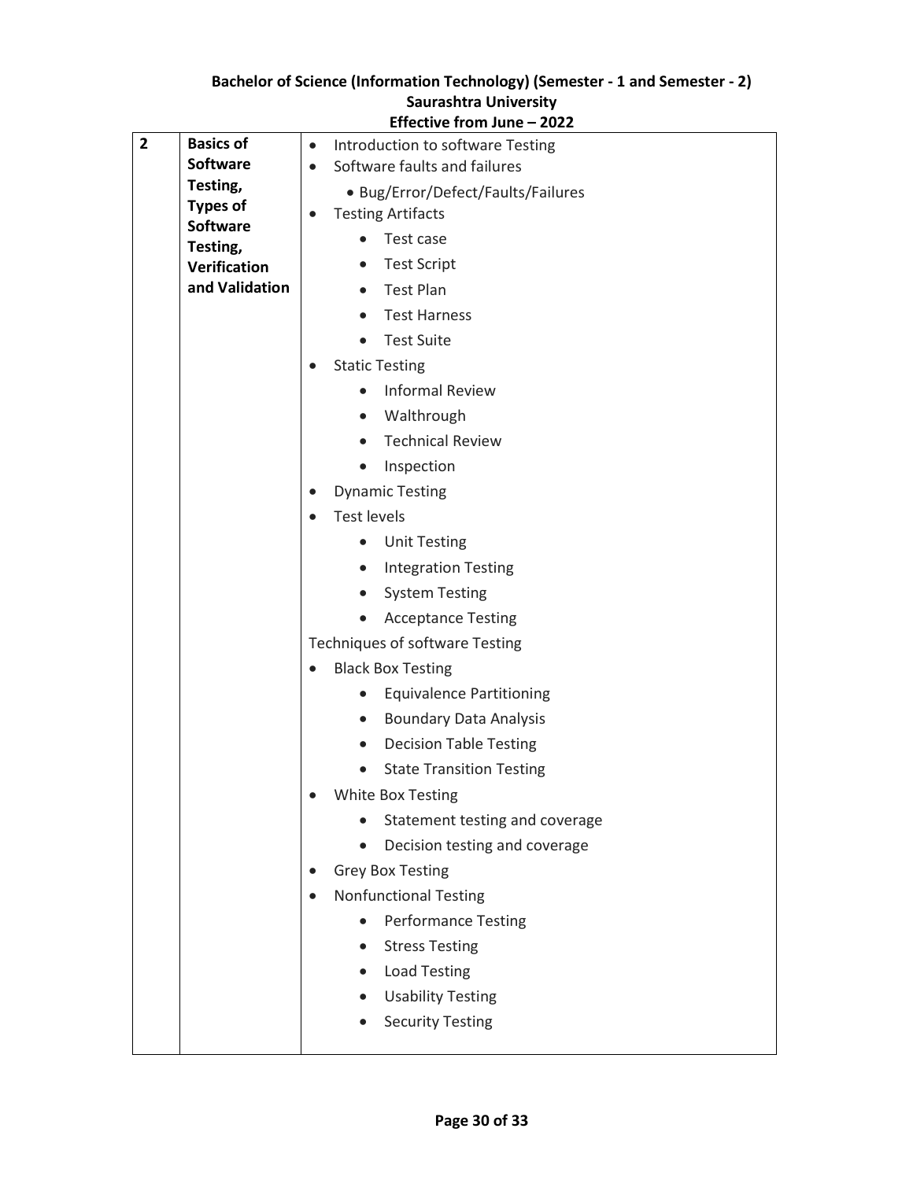| 2 | Basics of Software Testing, Types of Software Testing, Verification and Validation | • Introduction to software Testing<br>• Software faults and failures<br>  • Bug/Error/Defect/Faults/Failures<br>• Testing Artifacts<br>  • Test case<br>  • Test Script<br>  • Test Plan<br>  • Test Harness<br>  • Test Suite<br>• Static Testing<br>  • Informal Review<br>  • Walthrough<br>  • Technical Review<br>  • Inspection<br>• Dynamic Testing<br>• Test levels<br>  • Unit Testing<br>  • Integration Testing<br>  • System Testing<br>  • Acceptance Testing<br>Techniques of software Testing<br>• Black Box Testing<br>  • Equivalence Partitioning<br>  • Boundary Data Analysis<br>  • Decision Table Testing<br>  • State Transition Testing<br>• White Box Testing<br>  • Statement testing and coverage<br>  • Decision testing and coverage<br>• Grey Box Testing<br>• Nonfunctional Testing<br>  • Performance Testing<br>  • Stress Testing<br>  • Load Testing<br>  • Usability Testing<br>  • Security Testing |
|---|---|---|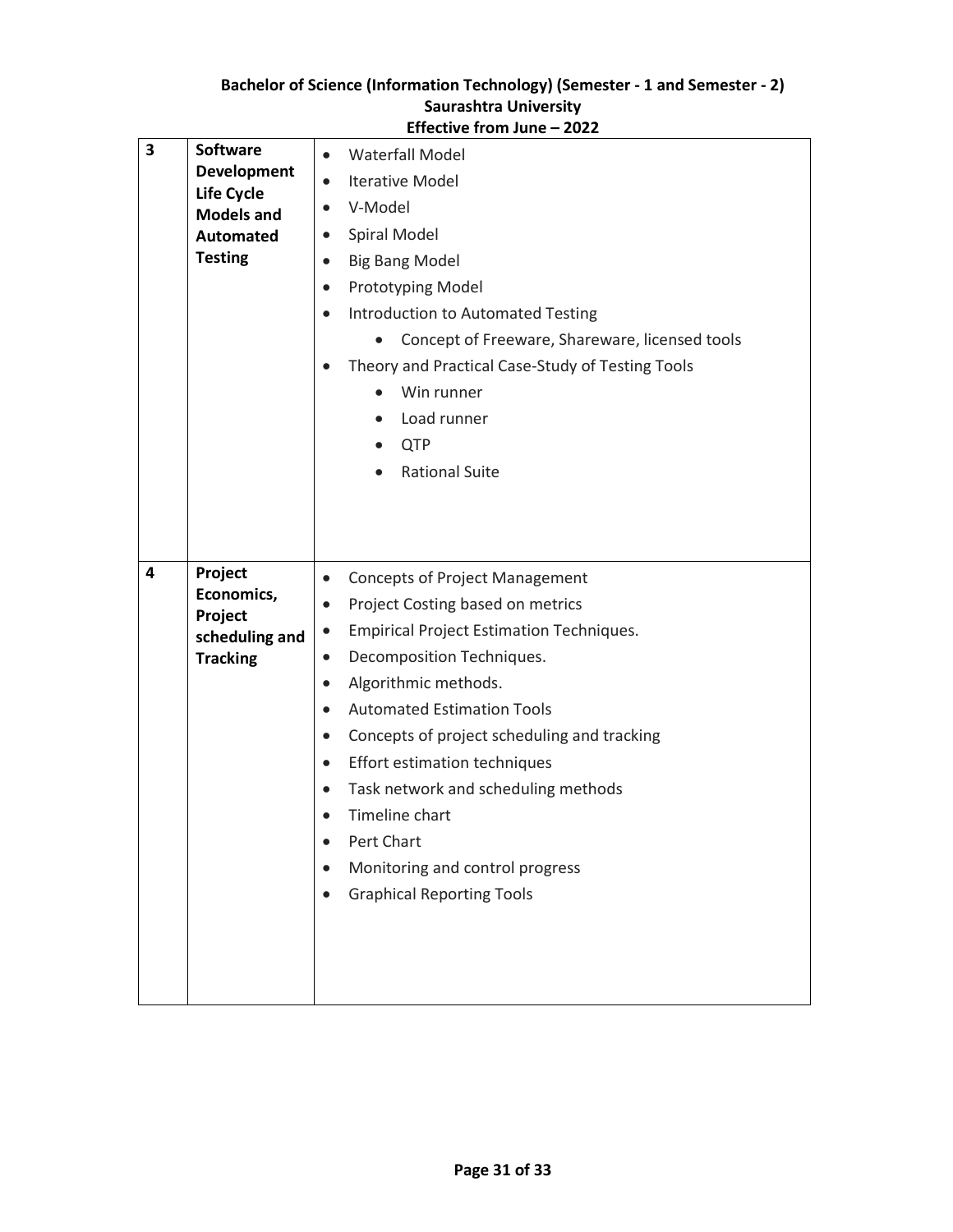| 3 | **Software Development Life Cycle Models and Automated Testing** | <ul><li>Waterfall Model</li><li>Iterative Model</li><li>V-Model</li><li>Spiral Model</li><li>Big Bang Model</li><li>Prototyping Model</li><li>Introduction to Automated Testing<ul><li>Concept of Freeware, Shareware, licensed tools</li></ul></li><li>Theory and Practical Case-Study of Testing Tools<ul><li>Win runner</li><li>Load runner</li><li>QTP</li><li>Rational Suite</li></ul></li></ul> |
|---|---|---|
| 4 | **Project Economics, Project scheduling and Tracking** | <ul><li>Concepts of Project Management</li><li>Project Costing based on metrics</li><li>Empirical Project Estimation Techniques.</li><li>Decomposition Techniques.</li><li>Algorithmic methods.</li><li>Automated Estimation Tools</li><li>Concepts of project scheduling and tracking</li><li>Effort estimation techniques</li><li>Task network and scheduling methods</li><li>Timeline chart</li><li>Pert Chart</li><li>Monitoring and control progress</li><li>Graphical Reporting Tools</li></ul> |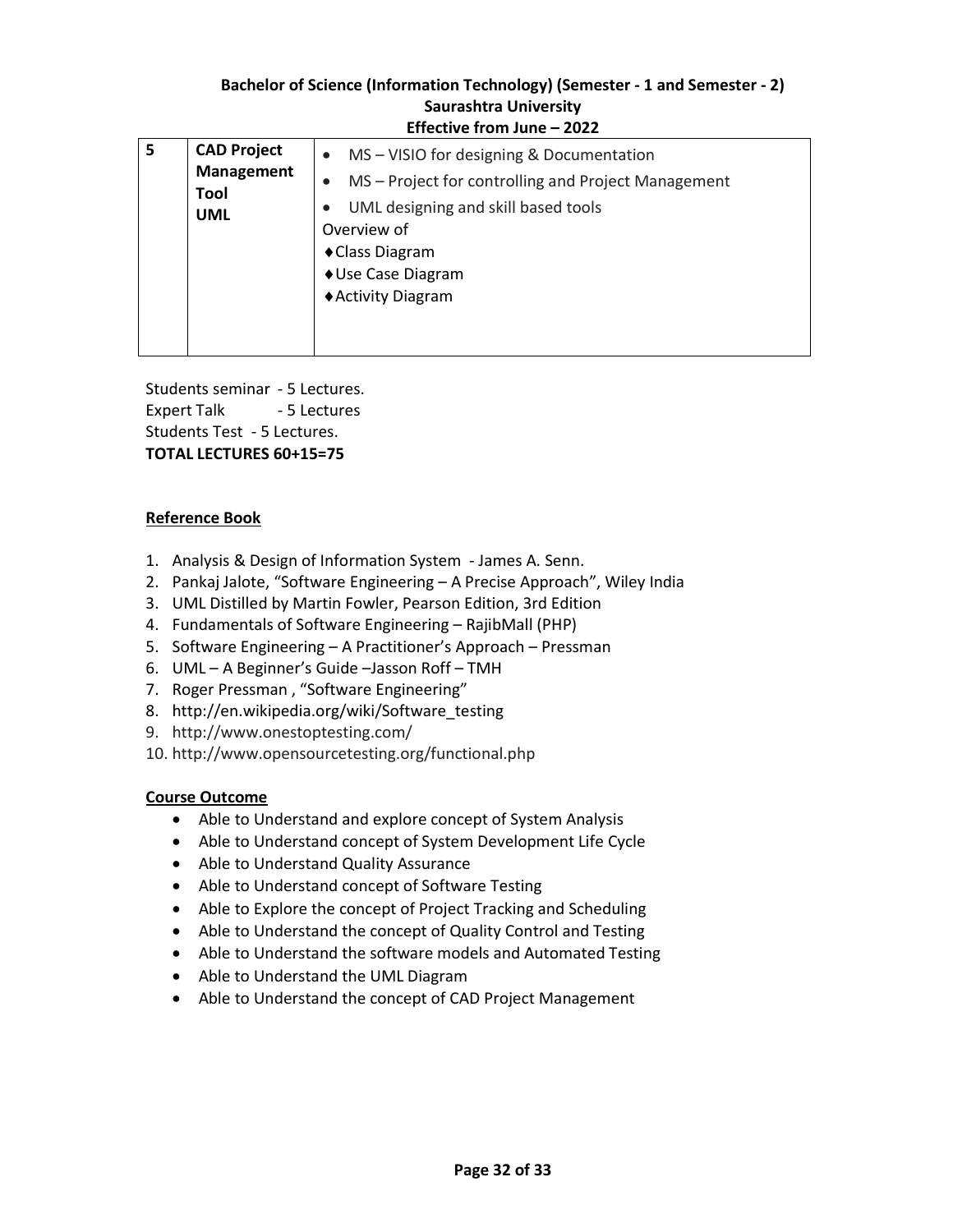| 5 | CAD Project Management Tool UML | • MS – VISIO for designing & Documentation<br>• MS – Project for controlling and Project Management<br>• UML designing and skill based tools<br>Overview of<br>♦Class Diagram<br>♦Use Case Diagram<br>♦Activity Diagram |
|---|---|---|

Students seminar - 5 Lectures.
Expert Talk - 5 Lectures
Students Test - 5 Lectures.
**TOTAL LECTURES 60+15=75**

**Reference Book**

1. Analysis & Design of Information System - James A. Senn.
2. Pankaj Jalote, "Software Engineering – A Precise Approach", Wiley India
3. UML Distilled by Martin Fowler, Pearson Edition, 3rd Edition
4. Fundamentals of Software Engineering – RajibMall (PHP)
5. Software Engineering – A Practitioner's Approach – Pressman
6. UML – A Beginner's Guide –Jasson Roff – TMH
7. Roger Pressman , "Software Engineering"
8. http://en.wikipedia.org/wiki/Software_testing
9. http://www.onestoptesting.com/
10. http://www.opensourcetesting.org/functional.php

**Course Outcome**

- Able to Understand and explore concept of System Analysis
- Able to Understand concept of System Development Life Cycle
- Able to Understand Quality Assurance
- Able to Understand concept of Software Testing
- Able to Explore the concept of Project Tracking and Scheduling
- Able to Understand the concept of Quality Control and Testing
- Able to Understand the software models and Automated Testing
- Able to Understand the UML Diagram
- Able to Understand the concept of CAD Project Management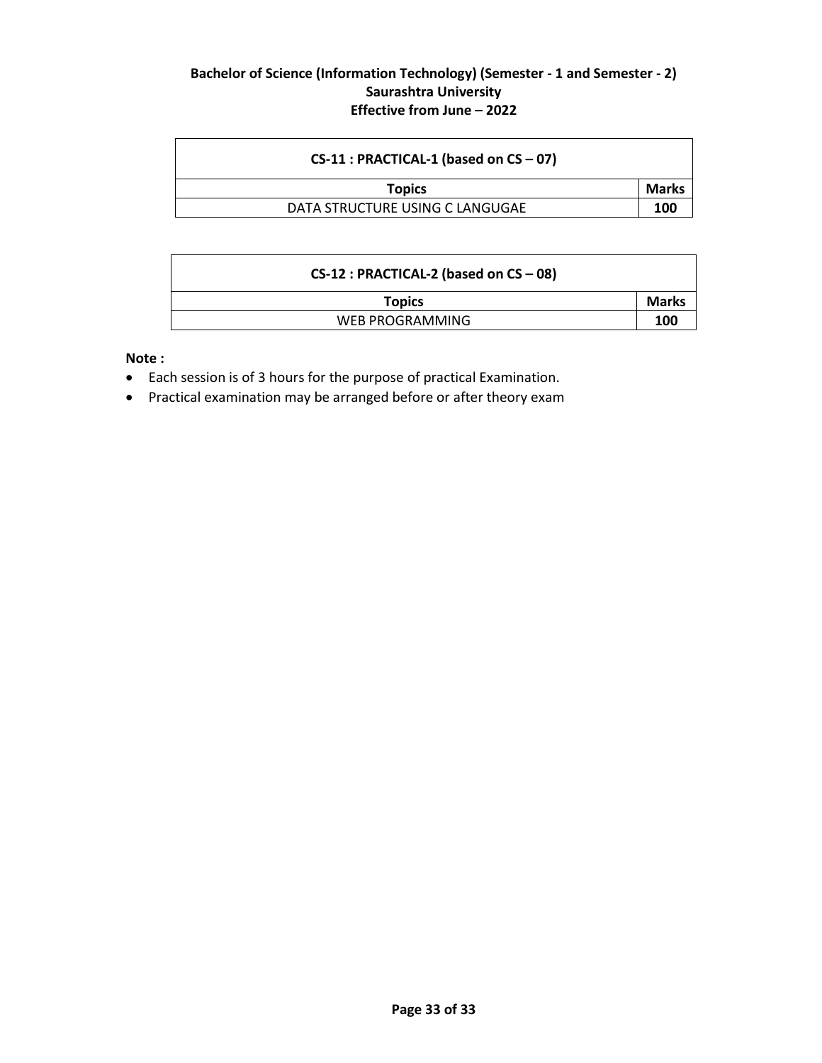**Bachelor of Science (Information Technology) (Semester - 1 and Semester - 2)**
**Saurashtra University**
**Effective from June – 2022**

| **CS-11 : PRACTICAL-1 (based on CS – 07)** | |
|---|---|
| **Topics** | **Marks** |
| DATA STRUCTURE USING C LANGUGAE | **100** |

| **CS-12 : PRACTICAL-2 (based on CS – 08)** | |
|---|---|
| **Topics** | **Marks** |
| WEB PROGRAMMING | **100** |

**Note :**

- Each session is of 3 hours for the purpose of practical Examination.
- Practical examination may be arranged before or after theory exam